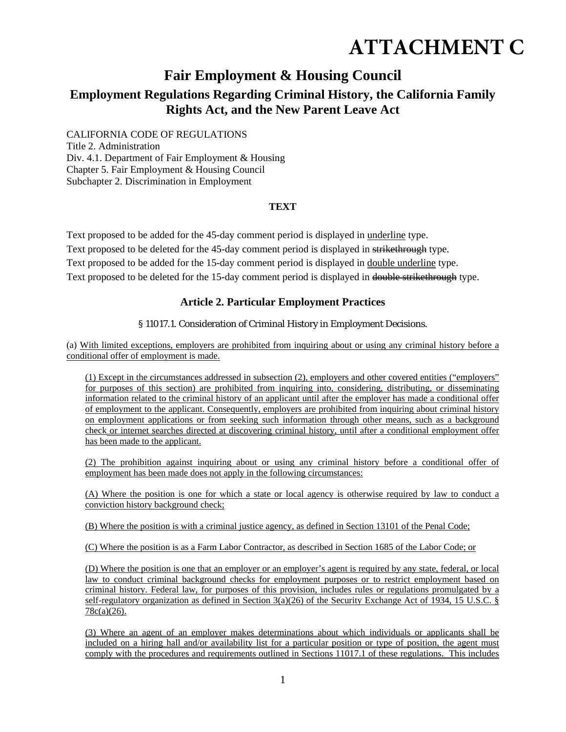# ATTACHMENT C

## Fair Employment & Housing Council

### Employment Regulations Regarding Criminal History, the California Family Rights Act, and the New Parent Leave Act

CALIFORNIA CODE OF REGULATIONS
Title 2. Administration
Div. 4.1. Department of Fair Employment & Housing
Chapter 5. Fair Employment & Housing Council
Subchapter 2. Discrimination in Employment

**TEXT**

Text proposed to be added for the 45-day comment period is displayed in underline type.
Text proposed to be deleted for the 45-day comment period is displayed in ~~strikethrough~~ type.
Text proposed to be added for the 15-day comment period is displayed in double underline type.
Text proposed to be deleted for the 15-day comment period is displayed in ~~double strikethrough~~ type.

### Article 2. Particular Employment Practices

§ 11017.1. Consideration of Criminal History in Employment Decisions.

(a) With limited exceptions, employers are prohibited from inquiring about or using any criminal history before a conditional offer of employment is made.

(1) Except in the circumstances addressed in subsection (2), employers and other covered entities ("employers" for purposes of this section) are prohibited from inquiring into, considering, distributing, or disseminating information related to the criminal history of an applicant until after the employer has made a conditional offer of employment to the applicant. Consequently, employers are prohibited from inquiring about criminal history on employment applications or from seeking such information through other means, such as a background check or internet searches directed at discovering criminal history, until after a conditional employment offer has been made to the applicant.

(2) The prohibition against inquiring about or using any criminal history before a conditional offer of employment has been made does not apply in the following circumstances:

(A) Where the position is one for which a state or local agency is otherwise required by law to conduct a conviction history background check;

(B) Where the position is with a criminal justice agency, as defined in Section 13101 of the Penal Code;

(C) Where the position is as a Farm Labor Contractor, as described in Section 1685 of the Labor Code; or

(D) Where the position is one that an employer or an employer's agent is required by any state, federal, or local law to conduct criminal background checks for employment purposes or to restrict employment based on criminal history. Federal law, for purposes of this provision, includes rules or regulations promulgated by a self-regulatory organization as defined in Section 3(a)(26) of the Security Exchange Act of 1934, 15 U.S.C. § 78c(a)(26).

(3) Where an agent of an employer makes determinations about which individuals or applicants shall be included on a hiring hall and/or availability list for a particular position or type of position, the agent must comply with the procedures and requirements outlined in Sections 11017.1 of these regulations. This includes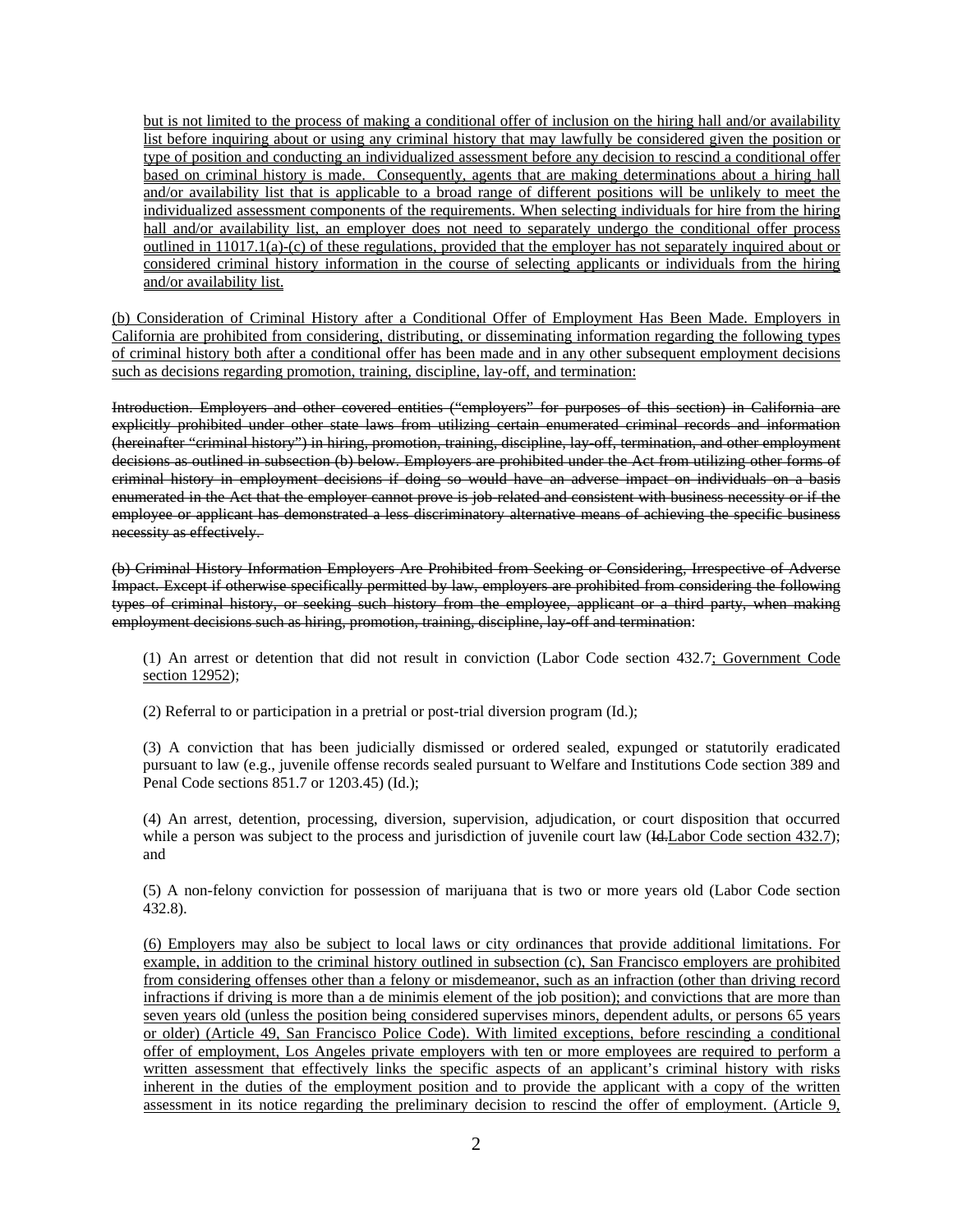but is not limited to the process of making a conditional offer of inclusion on the hiring hall and/or availability list before inquiring about or using any criminal history that may lawfully be considered given the position or type of position and conducting an individualized assessment before any decision to rescind a conditional offer based on criminal history is made. Consequently, agents that are making determinations about a hiring hall and/or availability list that is applicable to a broad range of different positions will be unlikely to meet the individualized assessment components of the requirements. When selecting individuals for hire from the hiring hall and/or availability list, an employer does not need to separately undergo the conditional offer process outlined in 11017.1(a)-(c) of these regulations, provided that the employer has not separately inquired about or considered criminal history information in the course of selecting applicants or individuals from the hiring and/or availability list.

(b) Consideration of Criminal History after a Conditional Offer of Employment Has Been Made. Employers in California are prohibited from considering, distributing, or disseminating information regarding the following types of criminal history both after a conditional offer has been made and in any other subsequent employment decisions such as decisions regarding promotion, training, discipline, lay-off, and termination:

~~Introduction. Employers and other covered entities ("employers" for purposes of this section) in California are explicitly prohibited under other state laws from utilizing certain enumerated criminal records and information (hereinafter "criminal history") in hiring, promotion, training, discipline, lay-off, termination, and other employment decisions as outlined in subsection (b) below. Employers are prohibited under the Act from utilizing other forms of criminal history in employment decisions if doing so would have an adverse impact on individuals on a basis enumerated in the Act that the employer cannot prove is job-related and consistent with business necessity or if the employee or applicant has demonstrated a less discriminatory alternative means of achieving the specific business necessity as effectively.~~

~~(b) Criminal History Information Employers Are Prohibited from Seeking or Considering, Irrespective of Adverse Impact. Except if otherwise specifically permitted by law, employers are prohibited from considering the following types of criminal history, or seeking such history from the employee, applicant or a third party, when making employment decisions such as hiring, promotion, training, discipline, lay-off and termination~~:

(1) An arrest or detention that did not result in conviction (Labor Code section 432.7; Government Code section 12952);

(2) Referral to or participation in a pretrial or post-trial diversion program (Id.);

(3) A conviction that has been judicially dismissed or ordered sealed, expunged or statutorily eradicated pursuant to law (e.g., juvenile offense records sealed pursuant to Welfare and Institutions Code section 389 and Penal Code sections 851.7 or 1203.45) (Id.);

(4) An arrest, detention, processing, diversion, supervision, adjudication, or court disposition that occurred while a person was subject to the process and jurisdiction of juvenile court law (~~Id.~~Labor Code section 432.7); and

(5) A non-felony conviction for possession of marijuana that is two or more years old (Labor Code section 432.8).

(6) Employers may also be subject to local laws or city ordinances that provide additional limitations. For example, in addition to the criminal history outlined in subsection (c), San Francisco employers are prohibited from considering offenses other than a felony or misdemeanor, such as an infraction (other than driving record infractions if driving is more than a de minimis element of the job position); and convictions that are more than seven years old (unless the position being considered supervises minors, dependent adults, or persons 65 years or older) (Article 49, San Francisco Police Code). With limited exceptions, before rescinding a conditional offer of employment, Los Angeles private employers with ten or more employees are required to perform a written assessment that effectively links the specific aspects of an applicant's criminal history with risks inherent in the duties of the employment position and to provide the applicant with a copy of the written assessment in its notice regarding the preliminary decision to rescind the offer of employment. (Article 9,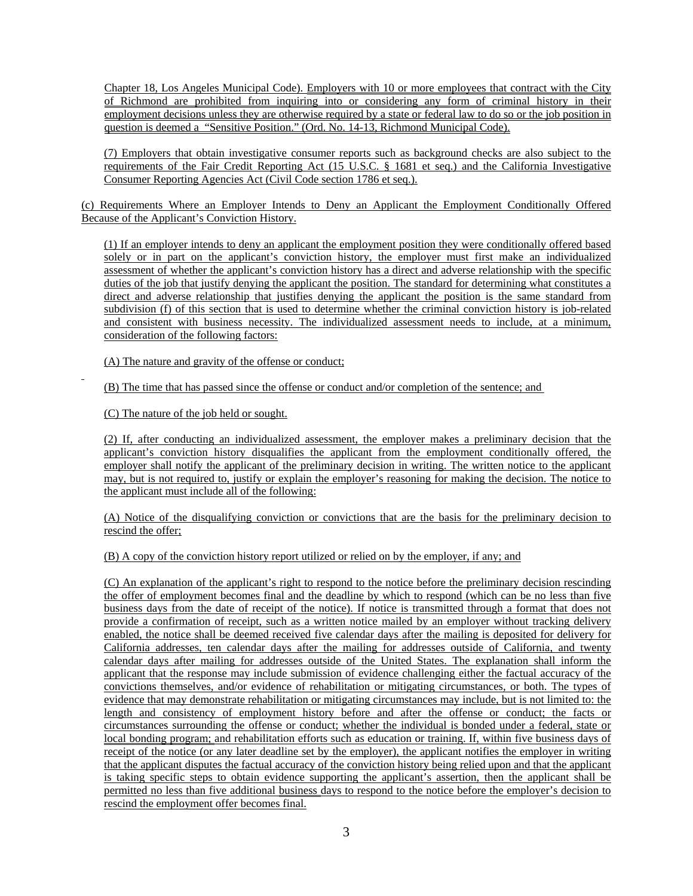Chapter 18, Los Angeles Municipal Code). Employers with 10 or more employees that contract with the City of Richmond are prohibited from inquiring into or considering any form of criminal history in their employment decisions unless they are otherwise required by a state or federal law to do so or the job position in question is deemed a "Sensitive Position." (Ord. No. 14-13, Richmond Municipal Code).

(7) Employers that obtain investigative consumer reports such as background checks are also subject to the requirements of the Fair Credit Reporting Act (15 U.S.C. § 1681 et seq.) and the California Investigative Consumer Reporting Agencies Act (Civil Code section 1786 et seq.).

(c) Requirements Where an Employer Intends to Deny an Applicant the Employment Conditionally Offered Because of the Applicant's Conviction History.

(1) If an employer intends to deny an applicant the employment position they were conditionally offered based solely or in part on the applicant's conviction history, the employer must first make an individualized assessment of whether the applicant's conviction history has a direct and adverse relationship with the specific duties of the job that justify denying the applicant the position. The standard for determining what constitutes a direct and adverse relationship that justifies denying the applicant the position is the same standard from subdivision (f) of this section that is used to determine whether the criminal conviction history is job-related and consistent with business necessity. The individualized assessment needs to include, at a minimum, consideration of the following factors:

(A) The nature and gravity of the offense or conduct;

(B) The time that has passed since the offense or conduct and/or completion of the sentence; and

(C) The nature of the job held or sought.

(2) If, after conducting an individualized assessment, the employer makes a preliminary decision that the applicant's conviction history disqualifies the applicant from the employment conditionally offered, the employer shall notify the applicant of the preliminary decision in writing. The written notice to the applicant may, but is not required to, justify or explain the employer's reasoning for making the decision. The notice to the applicant must include all of the following:

(A) Notice of the disqualifying conviction or convictions that are the basis for the preliminary decision to rescind the offer;

(B) A copy of the conviction history report utilized or relied on by the employer, if any; and

(C) An explanation of the applicant's right to respond to the notice before the preliminary decision rescinding the offer of employment becomes final and the deadline by which to respond (which can be no less than five business days from the date of receipt of the notice). If notice is transmitted through a format that does not provide a confirmation of receipt, such as a written notice mailed by an employer without tracking delivery enabled, the notice shall be deemed received five calendar days after the mailing is deposited for delivery for California addresses, ten calendar days after the mailing for addresses outside of California, and twenty calendar days after mailing for addresses outside of the United States. The explanation shall inform the applicant that the response may include submission of evidence challenging either the factual accuracy of the convictions themselves, and/or evidence of rehabilitation or mitigating circumstances, or both. The types of evidence that may demonstrate rehabilitation or mitigating circumstances may include, but is not limited to: the length and consistency of employment history before and after the offense or conduct; the facts or circumstances surrounding the offense or conduct; whether the individual is bonded under a federal, state or local bonding program; and rehabilitation efforts such as education or training. If, within five business days of receipt of the notice (or any later deadline set by the employer), the applicant notifies the employer in writing that the applicant disputes the factual accuracy of the conviction history being relied upon and that the applicant is taking specific steps to obtain evidence supporting the applicant's assertion, then the applicant shall be permitted no less than five additional business days to respond to the notice before the employer's decision to rescind the employment offer becomes final.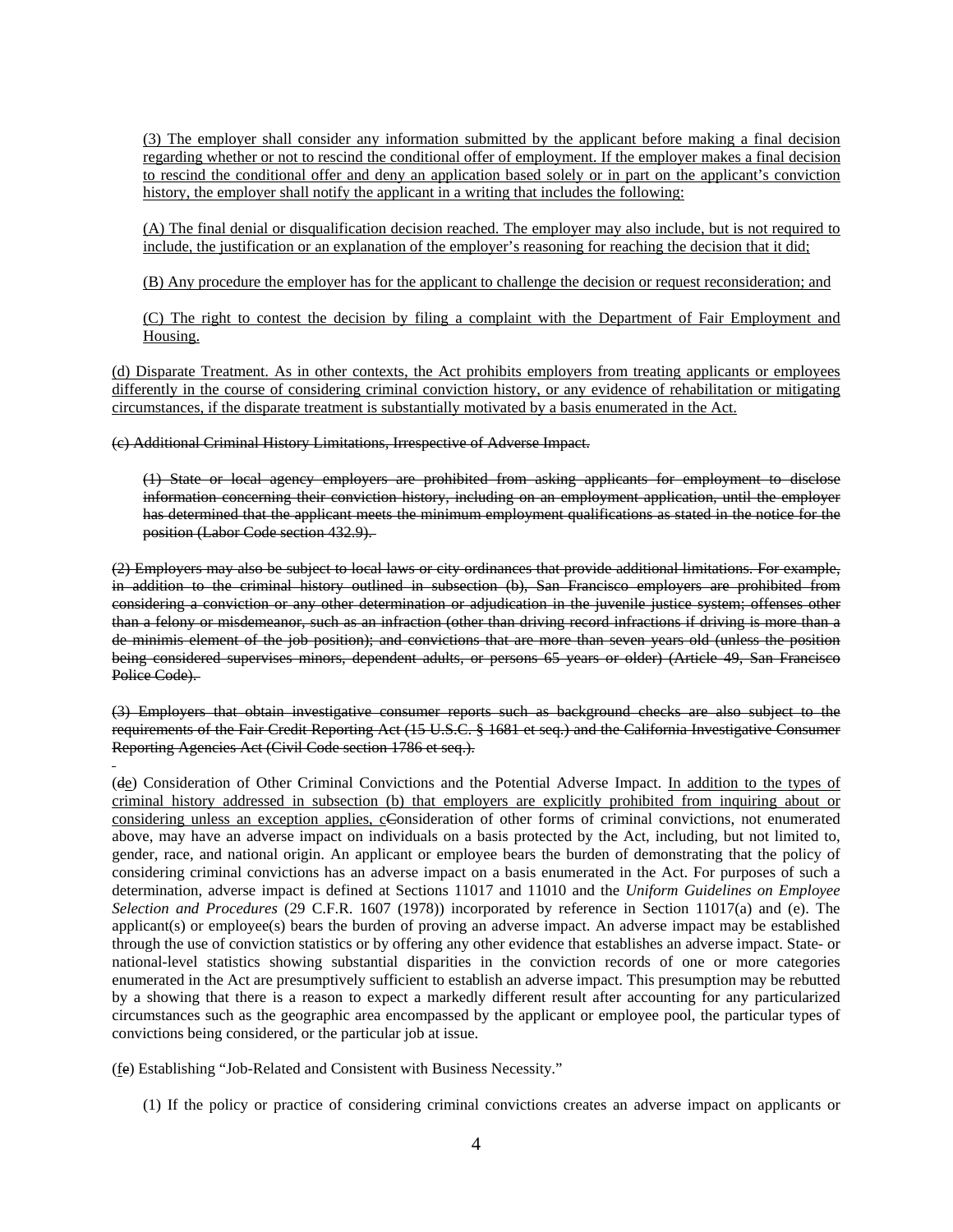(3) The employer shall consider any information submitted by the applicant before making a final decision regarding whether or not to rescind the conditional offer of employment. If the employer makes a final decision to rescind the conditional offer and deny an application based solely or in part on the applicant's conviction history, the employer shall notify the applicant in a writing that includes the following:

(A) The final denial or disqualification decision reached. The employer may also include, but is not required to include, the justification or an explanation of the employer's reasoning for reaching the decision that it did;

(B) Any procedure the employer has for the applicant to challenge the decision or request reconsideration; and

(C) The right to contest the decision by filing a complaint with the Department of Fair Employment and Housing.

(d) Disparate Treatment. As in other contexts, the Act prohibits employers from treating applicants or employees differently in the course of considering criminal conviction history, or any evidence of rehabilitation or mitigating circumstances, if the disparate treatment is substantially motivated by a basis enumerated in the Act.

~~(c) Additional Criminal History Limitations, Irrespective of Adverse Impact.~~

~~(1) State or local agency employers are prohibited from asking applicants for employment to disclose information concerning their conviction history, including on an employment application, until the employer has determined that the applicant meets the minimum employment qualifications as stated in the notice for the position (Labor Code section 432.9).~~

~~(2) Employers may also be subject to local laws or city ordinances that provide additional limitations. For example, in addition to the criminal history outlined in subsection (b), San Francisco employers are prohibited from considering a conviction or any other determination or adjudication in the juvenile justice system; offenses other than a felony or misdemeanor, such as an infraction (other than driving record infractions if driving is more than a de minimis element of the job position); and convictions that are more than seven years old (unless the position being considered supervises minors, dependent adults, or persons 65 years or older) (Article 49, San Francisco Police Code).~~

~~(3) Employers that obtain investigative consumer reports such as background checks are also subject to the requirements of the Fair Credit Reporting Act (15 U.S.C. § 1681 et seq.) and the California Investigative Consumer Reporting Agencies Act (Civil Code section 1786 et seq.).~~

(~~d~~e) Consideration of Other Criminal Convictions and the Potential Adverse Impact. In addition to the types of criminal history addressed in subsection (b) that employers are explicitly prohibited from inquiring about or considering unless an exception applies, c~~C~~onsideration of other forms of criminal convictions, not enumerated above, may have an adverse impact on individuals on a basis protected by the Act, including, but not limited to, gender, race, and national origin. An applicant or employee bears the burden of demonstrating that the policy of considering criminal convictions has an adverse impact on a basis enumerated in the Act. For purposes of such a determination, adverse impact is defined at Sections 11017 and 11010 and the *Uniform Guidelines on Employee Selection and Procedures* (29 C.F.R. 1607 (1978)) incorporated by reference in Section 11017(a) and (e). The applicant(s) or employee(s) bears the burden of proving an adverse impact. An adverse impact may be established through the use of conviction statistics or by offering any other evidence that establishes an adverse impact. State- or national-level statistics showing substantial disparities in the conviction records of one or more categories enumerated in the Act are presumptively sufficient to establish an adverse impact. This presumption may be rebutted by a showing that there is a reason to expect a markedly different result after accounting for any particularized circumstances such as the geographic area encompassed by the applicant or employee pool, the particular types of convictions being considered, or the particular job at issue.

(f~~e~~) Establishing "Job-Related and Consistent with Business Necessity."

(1) If the policy or practice of considering criminal convictions creates an adverse impact on applicants or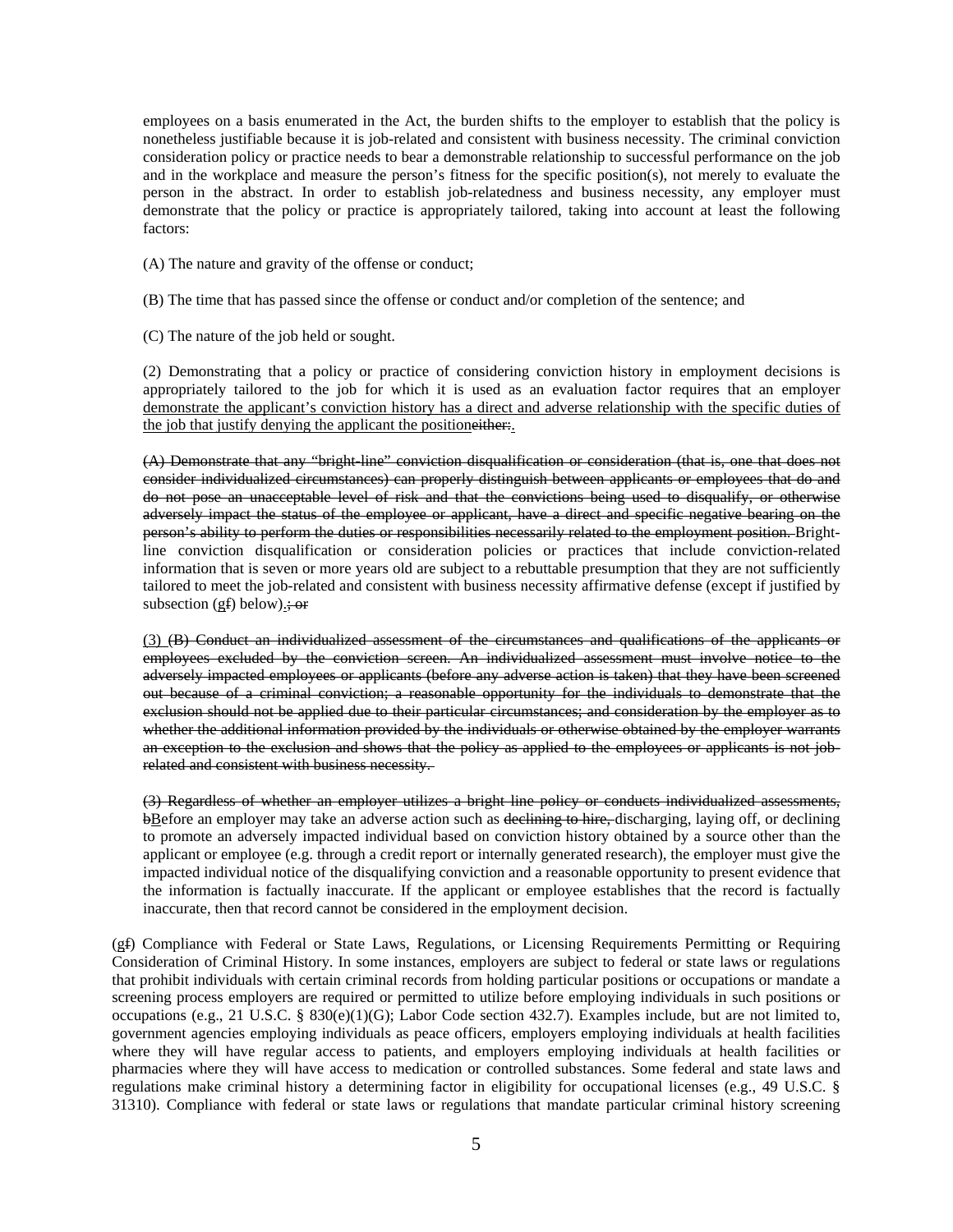employees on a basis enumerated in the Act, the burden shifts to the employer to establish that the policy is nonetheless justifiable because it is job-related and consistent with business necessity. The criminal conviction consideration policy or practice needs to bear a demonstrable relationship to successful performance on the job and in the workplace and measure the person's fitness for the specific position(s), not merely to evaluate the person in the abstract. In order to establish job-relatedness and business necessity, any employer must demonstrate that the policy or practice is appropriately tailored, taking into account at least the following factors:

(A) The nature and gravity of the offense or conduct;

(B) The time that has passed since the offense or conduct and/or completion of the sentence; and

(C) The nature of the job held or sought.

(2) Demonstrating that a policy or practice of considering conviction history in employment decisions is appropriately tailored to the job for which it is used as an evaluation factor requires that an employer <u>demonstrate the applicant's conviction history has a direct and adverse relationship with the specific duties of the job that justify denying the applicant the position</u>~~either:~~<u>.</u>

~~(A) Demonstrate that any "bright-line" conviction disqualification or consideration (that is, one that does not consider individualized circumstances) can properly distinguish between applicants or employees that do and do not pose an unacceptable level of risk and that the convictions being used to disqualify, or otherwise adversely impact the status of the employee or applicant, have a direct and specific negative bearing on the person's ability to perform the duties or responsibilities necessarily related to the employment position.~~ Bright-line conviction disqualification or consideration policies or practices that include conviction-related information that is seven or more years old are subject to a rebuttable presumption that they are not sufficiently tailored to meet the job-related and consistent with business necessity affirmative defense (except if justified by subsection (<u>g</u>~~f~~) below)<u>.</u>~~; or~~

<u>(3)</u> ~~(B) Conduct an individualized assessment of the circumstances and qualifications of the applicants or employees excluded by the conviction screen. An individualized assessment must involve notice to the adversely impacted employees or applicants (before any adverse action is taken) that they have been screened out because of a criminal conviction; a reasonable opportunity for the individuals to demonstrate that the exclusion should not be applied due to their particular circumstances; and consideration by the employer as to whether the additional information provided by the individuals or otherwise obtained by the employer warrants an exception to the exclusion and shows that the policy as applied to the employees or applicants is not job-related and consistent with business necessity.~~

~~(3) Regardless of whether an employer utilizes a bright line policy or conducts individualized assessments, b~~<u>B</u>efore an employer may take an adverse action such as ~~declining to hire,~~ discharging, laying off, or declining to promote an adversely impacted individual based on conviction history obtained by a source other than the applicant or employee (e.g. through a credit report or internally generated research), the employer must give the impacted individual notice of the disqualifying conviction and a reasonable opportunity to present evidence that the information is factually inaccurate. If the applicant or employee establishes that the record is factually inaccurate, then that record cannot be considered in the employment decision.

(<u>g</u>~~f~~) Compliance with Federal or State Laws, Regulations, or Licensing Requirements Permitting or Requiring Consideration of Criminal History. In some instances, employers are subject to federal or state laws or regulations that prohibit individuals with certain criminal records from holding particular positions or occupations or mandate a screening process employers are required or permitted to utilize before employing individuals in such positions or occupations (e.g., 21 U.S.C. § 830(e)(1)(G); Labor Code section 432.7). Examples include, but are not limited to, government agencies employing individuals as peace officers, employers employing individuals at health facilities where they will have regular access to patients, and employers employing individuals at health facilities or pharmacies where they will have access to medication or controlled substances. Some federal and state laws and regulations make criminal history a determining factor in eligibility for occupational licenses (e.g., 49 U.S.C. § 31310). Compliance with federal or state laws or regulations that mandate particular criminal history screening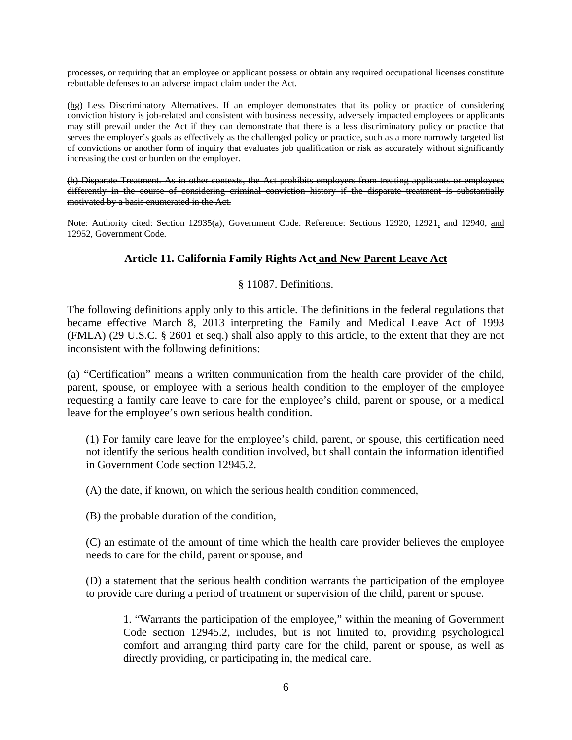processes, or requiring that an employee or applicant possess or obtain any required occupational licenses constitute rebuttable defenses to an adverse impact claim under the Act.

(<u>h</u>~~g~~) Less Discriminatory Alternatives. If an employer demonstrates that its policy or practice of considering conviction history is job-related and consistent with business necessity, adversely impacted employees or applicants may still prevail under the Act if they can demonstrate that there is a less discriminatory policy or practice that serves the employer's goals as effectively as the challenged policy or practice, such as a more narrowly targeted list of convictions or another form of inquiry that evaluates job qualification or risk as accurately without significantly increasing the cost or burden on the employer.

~~(h) Disparate Treatment. As in other contexts, the Act prohibits employers from treating applicants or employees differently in the course of considering criminal conviction history if the disparate treatment is substantially motivated by a basis enumerated in the Act.~~

Note: Authority cited: Section 12935(a), Government Code. Reference: Sections 12920, 12921<u>,</u> ~~and~~ 12940, <u>and 12952,</u> Government Code.

## Article 11. California Family Rights Act<u> and New Parent Leave Act</u>

### § 11087. Definitions.

The following definitions apply only to this article. The definitions in the federal regulations that became effective March 8, 2013 interpreting the Family and Medical Leave Act of 1993 (FMLA) (29 U.S.C. § 2601 et seq.) shall also apply to this article, to the extent that they are not inconsistent with the following definitions:

(a) "Certification" means a written communication from the health care provider of the child, parent, spouse, or employee with a serious health condition to the employer of the employee requesting a family care leave to care for the employee's child, parent or spouse, or a medical leave for the employee's own serious health condition.

(1) For family care leave for the employee's child, parent, or spouse, this certification need not identify the serious health condition involved, but shall contain the information identified in Government Code section 12945.2.

(A) the date, if known, on which the serious health condition commenced,

(B) the probable duration of the condition,

(C) an estimate of the amount of time which the health care provider believes the employee needs to care for the child, parent or spouse, and

(D) a statement that the serious health condition warrants the participation of the employee to provide care during a period of treatment or supervision of the child, parent or spouse.

1. "Warrants the participation of the employee," within the meaning of Government Code section 12945.2, includes, but is not limited to, providing psychological comfort and arranging third party care for the child, parent or spouse, as well as directly providing, or participating in, the medical care.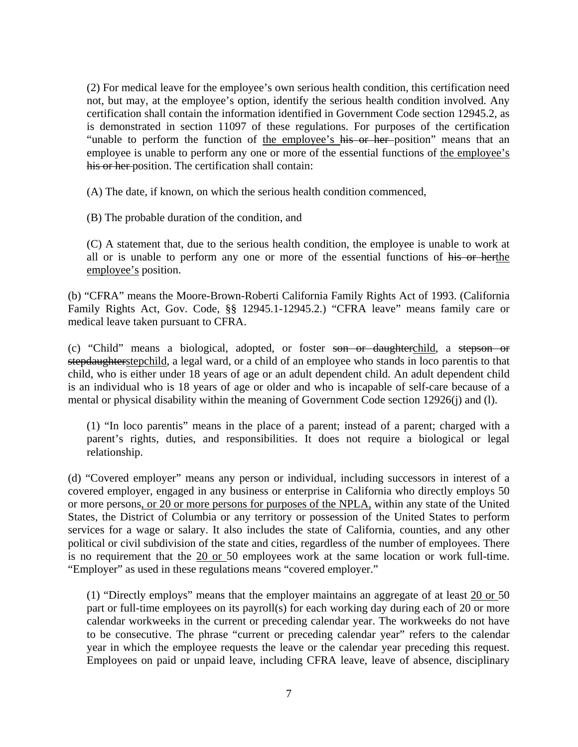(2) For medical leave for the employee's own serious health condition, this certification need not, but may, at the employee's option, identify the serious health condition involved. Any certification shall contain the information identified in Government Code section 12945.2, as is demonstrated in section 11097 of these regulations. For purposes of the certification "unable to perform the function of <u>the employee's</u> ~~his or her~~ position" means that an employee is unable to perform any one or more of the essential functions of <u>the employee's</u> ~~his or her~~ position. The certification shall contain:

(A) The date, if known, on which the serious health condition commenced,

(B) The probable duration of the condition, and

(C) A statement that, due to the serious health condition, the employee is unable to work at all or is unable to perform any one or more of the essential functions of ~~his or her~~<u>the employee's</u> position.

(b) "CFRA" means the Moore-Brown-Roberti California Family Rights Act of 1993. (California Family Rights Act, Gov. Code, §§ 12945.1-12945.2.) "CFRA leave" means family care or medical leave taken pursuant to CFRA.

(c) "Child" means a biological, adopted, or foster ~~son or daughter~~<u>child</u>, a ~~stepson or stepdaughter~~<u>stepchild</u>, a legal ward, or a child of an employee who stands in loco parentis to that child, who is either under 18 years of age or an adult dependent child. An adult dependent child is an individual who is 18 years of age or older and who is incapable of self-care because of a mental or physical disability within the meaning of Government Code section 12926(j) and (l).

(1) "In loco parentis" means in the place of a parent; instead of a parent; charged with a parent's rights, duties, and responsibilities. It does not require a biological or legal relationship.

(d) "Covered employer" means any person or individual, including successors in interest of a covered employer, engaged in any business or enterprise in California who directly employs 50 or more persons<u>, or 20 or more persons for purposes of the NPLA,</u> within any state of the United States, the District of Columbia or any territory or possession of the United States to perform services for a wage or salary. It also includes the state of California, counties, and any other political or civil subdivision of the state and cities, regardless of the number of employees. There is no requirement that the <u>20 or</u> 50 employees work at the same location or work full-time. "Employer" as used in these regulations means "covered employer."

(1) "Directly employs" means that the employer maintains an aggregate of at least <u>20 or</u> 50 part or full-time employees on its payroll(s) for each working day during each of 20 or more calendar workweeks in the current or preceding calendar year. The workweeks do not have to be consecutive. The phrase "current or preceding calendar year" refers to the calendar year in which the employee requests the leave or the calendar year preceding this request. Employees on paid or unpaid leave, including CFRA leave, leave of absence, disciplinary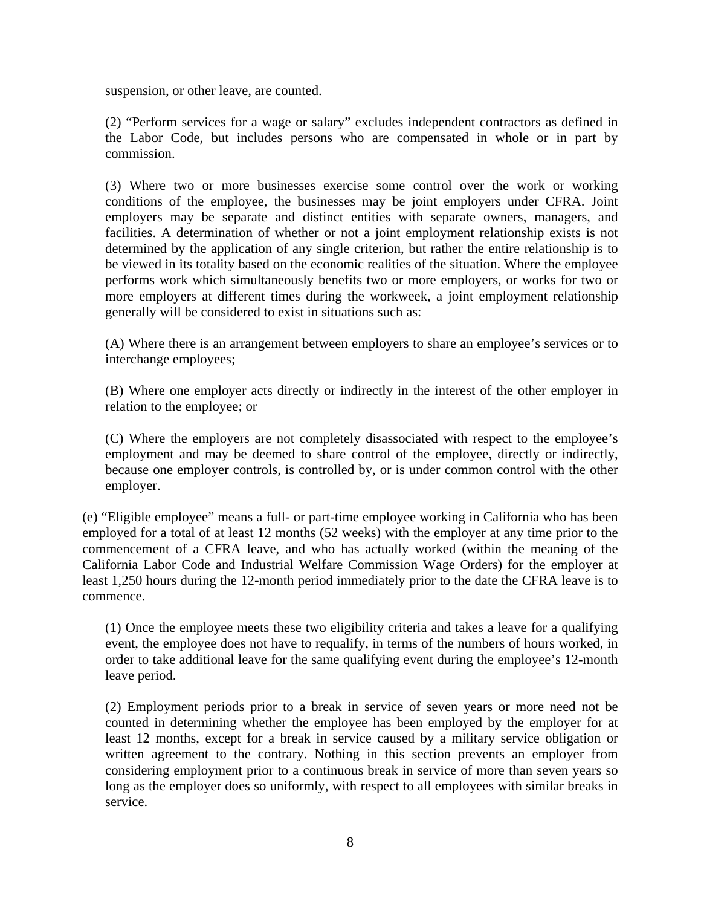suspension, or other leave, are counted.

(2) "Perform services for a wage or salary" excludes independent contractors as defined in the Labor Code, but includes persons who are compensated in whole or in part by commission.

(3) Where two or more businesses exercise some control over the work or working conditions of the employee, the businesses may be joint employers under CFRA. Joint employers may be separate and distinct entities with separate owners, managers, and facilities. A determination of whether or not a joint employment relationship exists is not determined by the application of any single criterion, but rather the entire relationship is to be viewed in its totality based on the economic realities of the situation. Where the employee performs work which simultaneously benefits two or more employers, or works for two or more employers at different times during the workweek, a joint employment relationship generally will be considered to exist in situations such as:

(A) Where there is an arrangement between employers to share an employee's services or to interchange employees;

(B) Where one employer acts directly or indirectly in the interest of the other employer in relation to the employee; or

(C) Where the employers are not completely disassociated with respect to the employee's employment and may be deemed to share control of the employee, directly or indirectly, because one employer controls, is controlled by, or is under common control with the other employer.

(e) "Eligible employee" means a full- or part-time employee working in California who has been employed for a total of at least 12 months (52 weeks) with the employer at any time prior to the commencement of a CFRA leave, and who has actually worked (within the meaning of the California Labor Code and Industrial Welfare Commission Wage Orders) for the employer at least 1,250 hours during the 12-month period immediately prior to the date the CFRA leave is to commence.

(1) Once the employee meets these two eligibility criteria and takes a leave for a qualifying event, the employee does not have to requalify, in terms of the numbers of hours worked, in order to take additional leave for the same qualifying event during the employee's 12-month leave period.

(2) Employment periods prior to a break in service of seven years or more need not be counted in determining whether the employee has been employed by the employer for at least 12 months, except for a break in service caused by a military service obligation or written agreement to the contrary. Nothing in this section prevents an employer from considering employment prior to a continuous break in service of more than seven years so long as the employer does so uniformly, with respect to all employees with similar breaks in service.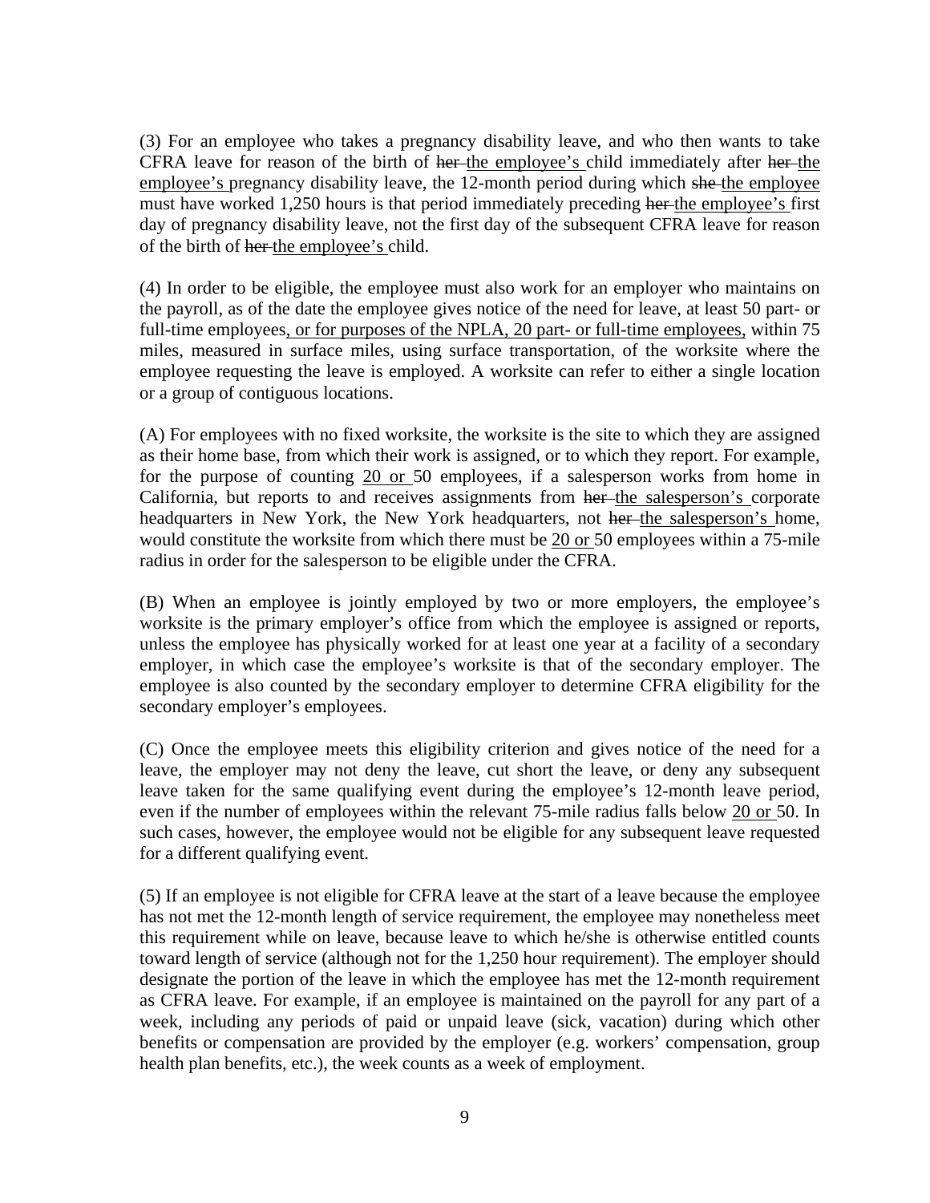(3) For an employee who takes a pregnancy disability leave, and who then wants to take CFRA leave for reason of the birth of ~~her~~ <u>the employee's</u> child immediately after ~~her~~ <u>the employee's</u> pregnancy disability leave, the 12-month period during which ~~she~~ <u>the employee</u> must have worked 1,250 hours is that period immediately preceding ~~her~~ <u>the employee's</u> first day of pregnancy disability leave, not the first day of the subsequent CFRA leave for reason of the birth of ~~her~~ <u>the employee's</u> child.

(4) In order to be eligible, the employee must also work for an employer who maintains on the payroll, as of the date the employee gives notice of the need for leave, at least 50 part- or full-time employees<u>, or for purposes of the NPLA, 20 part- or full-time employees,</u> within 75 miles, measured in surface miles, using surface transportation, of the worksite where the employee requesting the leave is employed. A worksite can refer to either a single location or a group of contiguous locations.

(A) For employees with no fixed worksite, the worksite is the site to which they are assigned as their home base, from which their work is assigned, or to which they report. For example, for the purpose of counting <u>20 or</u> 50 employees, if a salesperson works from home in California, but reports to and receives assignments from ~~her~~ <u>the salesperson's</u> corporate headquarters in New York, the New York headquarters, not ~~her~~ <u>the salesperson's</u> home, would constitute the worksite from which there must be <u>20 or</u> 50 employees within a 75-mile radius in order for the salesperson to be eligible under the CFRA.

(B) When an employee is jointly employed by two or more employers, the employee's worksite is the primary employer's office from which the employee is assigned or reports, unless the employee has physically worked for at least one year at a facility of a secondary employer, in which case the employee's worksite is that of the secondary employer. The employee is also counted by the secondary employer to determine CFRA eligibility for the secondary employer's employees.

(C) Once the employee meets this eligibility criterion and gives notice of the need for a leave, the employer may not deny the leave, cut short the leave, or deny any subsequent leave taken for the same qualifying event during the employee's 12-month leave period, even if the number of employees within the relevant 75-mile radius falls below <u>20 or</u> 50. In such cases, however, the employee would not be eligible for any subsequent leave requested for a different qualifying event.

(5) If an employee is not eligible for CFRA leave at the start of a leave because the employee has not met the 12-month length of service requirement, the employee may nonetheless meet this requirement while on leave, because leave to which he/she is otherwise entitled counts toward length of service (although not for the 1,250 hour requirement). The employer should designate the portion of the leave in which the employee has met the 12-month requirement as CFRA leave. For example, if an employee is maintained on the payroll for any part of a week, including any periods of paid or unpaid leave (sick, vacation) during which other benefits or compensation are provided by the employer (e.g. workers' compensation, group health plan benefits, etc.), the week counts as a week of employment.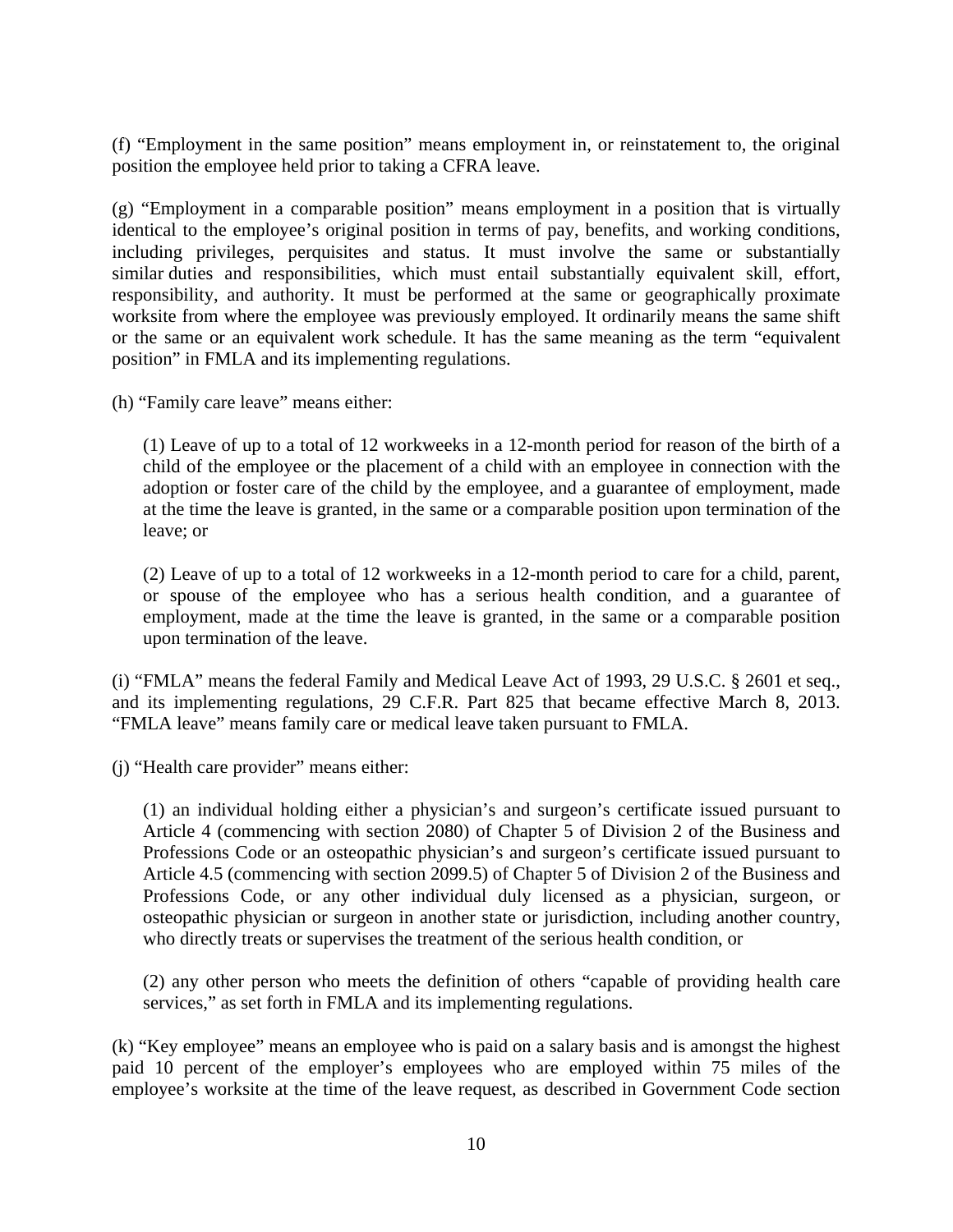(f) "Employment in the same position" means employment in, or reinstatement to, the original position the employee held prior to taking a CFRA leave.

(g) "Employment in a comparable position" means employment in a position that is virtually identical to the employee's original position in terms of pay, benefits, and working conditions, including privileges, perquisites and status. It must involve the same or substantially similar duties and responsibilities, which must entail substantially equivalent skill, effort, responsibility, and authority. It must be performed at the same or geographically proximate worksite from where the employee was previously employed. It ordinarily means the same shift or the same or an equivalent work schedule. It has the same meaning as the term "equivalent position" in FMLA and its implementing regulations.

(h) "Family care leave" means either:

> (1) Leave of up to a total of 12 workweeks in a 12-month period for reason of the birth of a child of the employee or the placement of a child with an employee in connection with the adoption or foster care of the child by the employee, and a guarantee of employment, made at the time the leave is granted, in the same or a comparable position upon termination of the leave; or
>
> (2) Leave of up to a total of 12 workweeks in a 12-month period to care for a child, parent, or spouse of the employee who has a serious health condition, and a guarantee of employment, made at the time the leave is granted, in the same or a comparable position upon termination of the leave.

(i) "FMLA" means the federal Family and Medical Leave Act of 1993, 29 U.S.C. § 2601 et seq., and its implementing regulations, 29 C.F.R. Part 825 that became effective March 8, 2013. "FMLA leave" means family care or medical leave taken pursuant to FMLA.

(j) "Health care provider" means either:

> (1) an individual holding either a physician's and surgeon's certificate issued pursuant to Article 4 (commencing with section 2080) of Chapter 5 of Division 2 of the Business and Professions Code or an osteopathic physician's and surgeon's certificate issued pursuant to Article 4.5 (commencing with section 2099.5) of Chapter 5 of Division 2 of the Business and Professions Code, or any other individual duly licensed as a physician, surgeon, or osteopathic physician or surgeon in another state or jurisdiction, including another country, who directly treats or supervises the treatment of the serious health condition, or
>
> (2) any other person who meets the definition of others "capable of providing health care services," as set forth in FMLA and its implementing regulations.

(k) "Key employee" means an employee who is paid on a salary basis and is amongst the highest paid 10 percent of the employer's employees who are employed within 75 miles of the employee's worksite at the time of the leave request, as described in Government Code section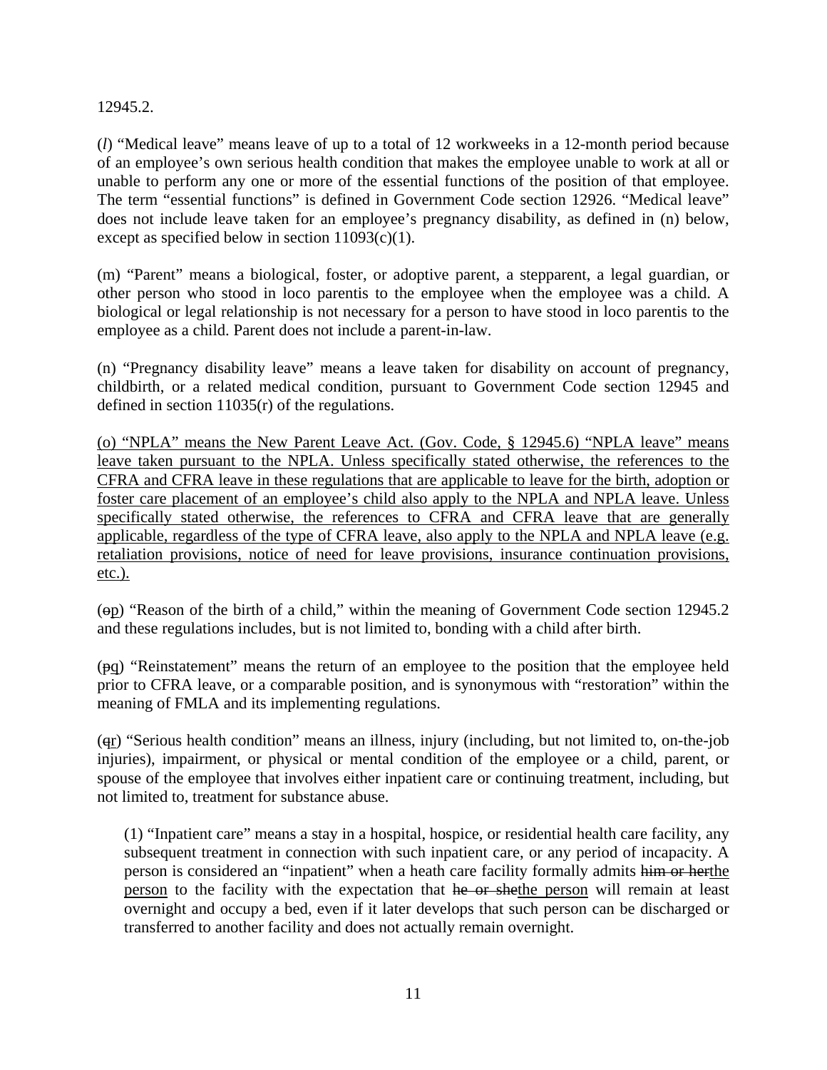12945.2.

(*l*) "Medical leave" means leave of up to a total of 12 workweeks in a 12-month period because of an employee's own serious health condition that makes the employee unable to work at all or unable to perform any one or more of the essential functions of the position of that employee. The term "essential functions" is defined in Government Code section 12926. "Medical leave" does not include leave taken for an employee's pregnancy disability, as defined in (n) below, except as specified below in section 11093(c)(1).

(m) "Parent" means a biological, foster, or adoptive parent, a stepparent, a legal guardian, or other person who stood in loco parentis to the employee when the employee was a child. A biological or legal relationship is not necessary for a person to have stood in loco parentis to the employee as a child. Parent does not include a parent-in-law.

(n) "Pregnancy disability leave" means a leave taken for disability on account of pregnancy, childbirth, or a related medical condition, pursuant to Government Code section 12945 and defined in section 11035(r) of the regulations.

<u>(o) "NPLA" means the New Parent Leave Act. (Gov. Code, § 12945.6) "NPLA leave" means leave taken pursuant to the NPLA. Unless specifically stated otherwise, the references to the CFRA and CFRA leave in these regulations that are applicable to leave for the birth, adoption or foster care placement of an employee's child also apply to the NPLA and NPLA leave. Unless specifically stated otherwise, the references to CFRA and CFRA leave that are generally applicable, regardless of the type of CFRA leave, also apply to the NPLA and NPLA leave (e.g. retaliation provisions, notice of need for leave provisions, insurance continuation provisions, etc.).</u>

(~~o~~<u>p</u>) "Reason of the birth of a child," within the meaning of Government Code section 12945.2 and these regulations includes, but is not limited to, bonding with a child after birth.

(~~p~~<u>q</u>) "Reinstatement" means the return of an employee to the position that the employee held prior to CFRA leave, or a comparable position, and is synonymous with "restoration" within the meaning of FMLA and its implementing regulations.

(~~q~~<u>r</u>) "Serious health condition" means an illness, injury (including, but not limited to, on-the-job injuries), impairment, or physical or mental condition of the employee or a child, parent, or spouse of the employee that involves either inpatient care or continuing treatment, including, but not limited to, treatment for substance abuse.

> (1) "Inpatient care" means a stay in a hospital, hospice, or residential health care facility, any subsequent treatment in connection with such inpatient care, or any period of incapacity. A person is considered an "inpatient" when a heath care facility formally admits ~~him or her~~<u>the person</u> to the facility with the expectation that ~~he or she~~<u>the person</u> will remain at least overnight and occupy a bed, even if it later develops that such person can be discharged or transferred to another facility and does not actually remain overnight.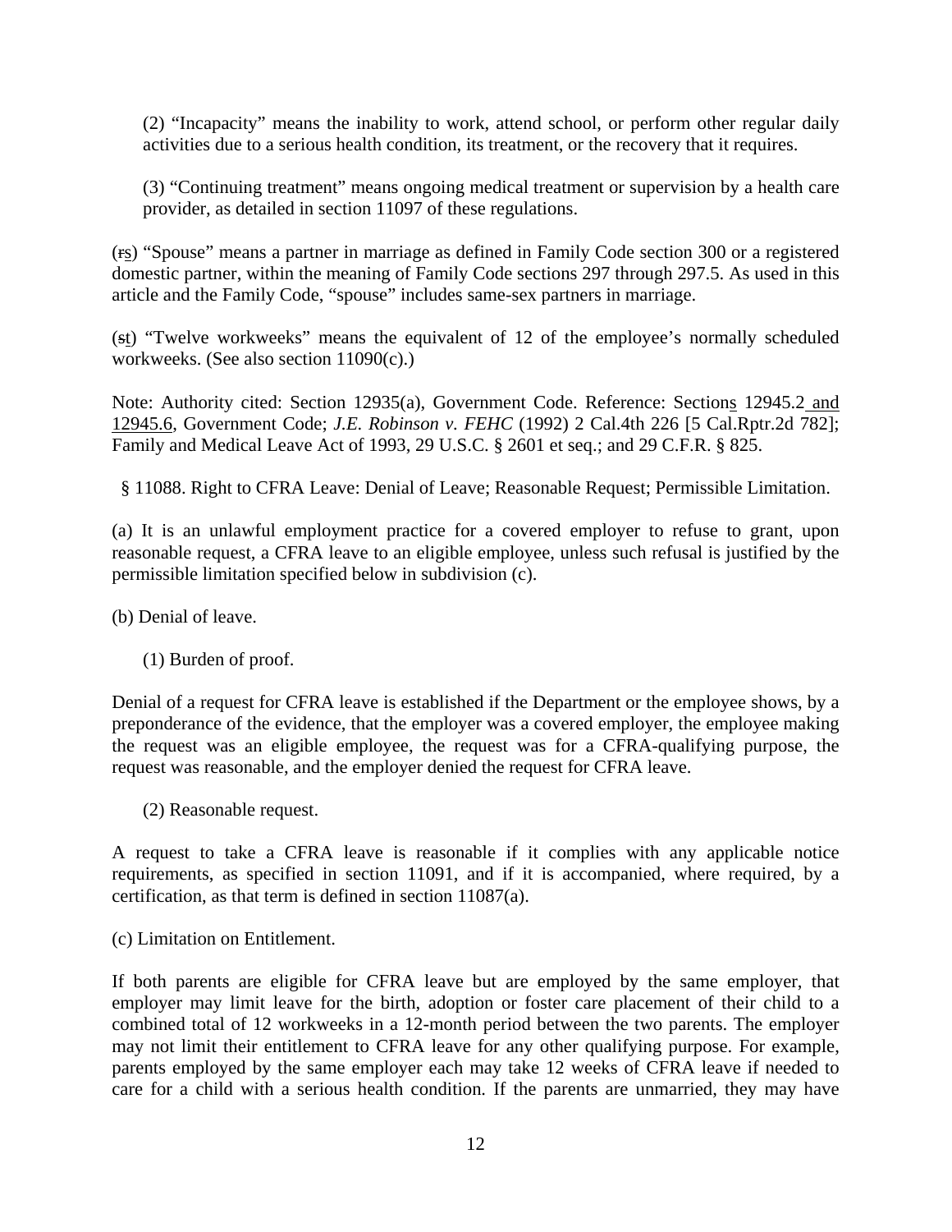(2) "Incapacity" means the inability to work, attend school, or perform other regular daily activities due to a serious health condition, its treatment, or the recovery that it requires.

(3) "Continuing treatment" means ongoing medical treatment or supervision by a health care provider, as detailed in section 11097 of these regulations.

(~~r~~s) "Spouse" means a partner in marriage as defined in Family Code section 300 or a registered domestic partner, within the meaning of Family Code sections 297 through 297.5. As used in this article and the Family Code, "spouse" includes same-sex partners in marriage.

(~~s~~t) "Twelve workweeks" means the equivalent of 12 of the employee's normally scheduled workweeks. (See also section 11090(c).)

Note: Authority cited: Section 12935(a), Government Code. Reference: Sections 12945.2 and 12945.6, Government Code; *J.E. Robinson v. FEHC* (1992) 2 Cal.4th 226 [5 Cal.Rptr.2d 782]; Family and Medical Leave Act of 1993, 29 U.S.C. § 2601 et seq.; and 29 C.F.R. § 825.

§ 11088. Right to CFRA Leave: Denial of Leave; Reasonable Request; Permissible Limitation.

(a) It is an unlawful employment practice for a covered employer to refuse to grant, upon reasonable request, a CFRA leave to an eligible employee, unless such refusal is justified by the permissible limitation specified below in subdivision (c).

(b) Denial of leave.

(1) Burden of proof.

Denial of a request for CFRA leave is established if the Department or the employee shows, by a preponderance of the evidence, that the employer was a covered employer, the employee making the request was an eligible employee, the request was for a CFRA-qualifying purpose, the request was reasonable, and the employer denied the request for CFRA leave.

(2) Reasonable request.

A request to take a CFRA leave is reasonable if it complies with any applicable notice requirements, as specified in section 11091, and if it is accompanied, where required, by a certification, as that term is defined in section 11087(a).

(c) Limitation on Entitlement.

If both parents are eligible for CFRA leave but are employed by the same employer, that employer may limit leave for the birth, adoption or foster care placement of their child to a combined total of 12 workweeks in a 12-month period between the two parents. The employer may not limit their entitlement to CFRA leave for any other qualifying purpose. For example, parents employed by the same employer each may take 12 weeks of CFRA leave if needed to care for a child with a serious health condition. If the parents are unmarried, they may have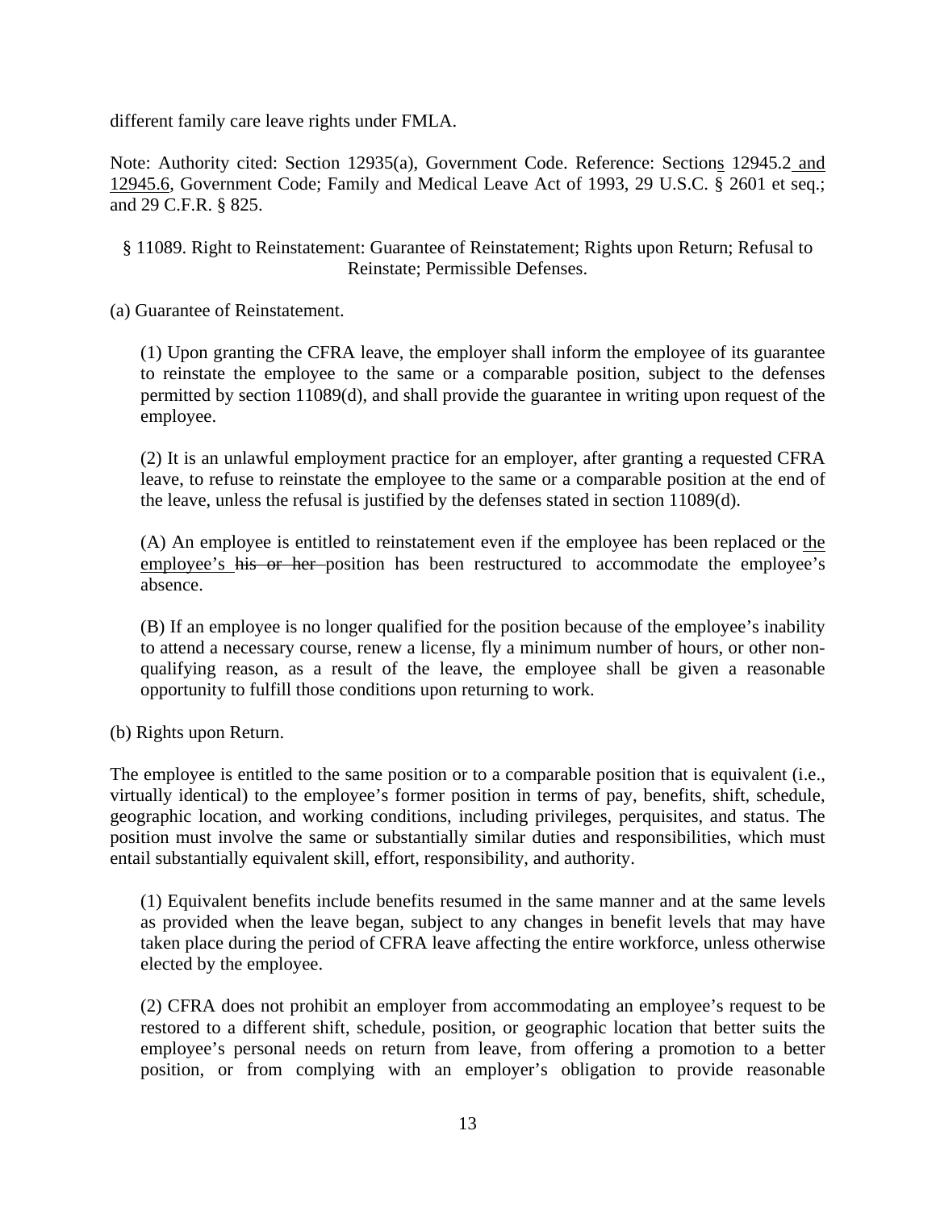different family care leave rights under FMLA.

Note: Authority cited: Section 12935(a), Government Code. Reference: Sections 12945.2 and 12945.6, Government Code; Family and Medical Leave Act of 1993, 29 U.S.C. § 2601 et seq.; and 29 C.F.R. § 825.

§ 11089. Right to Reinstatement: Guarantee of Reinstatement; Rights upon Return; Refusal to Reinstate; Permissible Defenses.

(a) Guarantee of Reinstatement.

(1) Upon granting the CFRA leave, the employer shall inform the employee of its guarantee to reinstate the employee to the same or a comparable position, subject to the defenses permitted by section 11089(d), and shall provide the guarantee in writing upon request of the employee.

(2) It is an unlawful employment practice for an employer, after granting a requested CFRA leave, to refuse to reinstate the employee to the same or a comparable position at the end of the leave, unless the refusal is justified by the defenses stated in section 11089(d).

(A) An employee is entitled to reinstatement even if the employee has been replaced or the employee's ~~his or her~~ position has been restructured to accommodate the employee's absence.

(B) If an employee is no longer qualified for the position because of the employee's inability to attend a necessary course, renew a license, fly a minimum number of hours, or other non-qualifying reason, as a result of the leave, the employee shall be given a reasonable opportunity to fulfill those conditions upon returning to work.

(b) Rights upon Return.

The employee is entitled to the same position or to a comparable position that is equivalent (i.e., virtually identical) to the employee's former position in terms of pay, benefits, shift, schedule, geographic location, and working conditions, including privileges, perquisites, and status. The position must involve the same or substantially similar duties and responsibilities, which must entail substantially equivalent skill, effort, responsibility, and authority.

(1) Equivalent benefits include benefits resumed in the same manner and at the same levels as provided when the leave began, subject to any changes in benefit levels that may have taken place during the period of CFRA leave affecting the entire workforce, unless otherwise elected by the employee.

(2) CFRA does not prohibit an employer from accommodating an employee's request to be restored to a different shift, schedule, position, or geographic location that better suits the employee's personal needs on return from leave, from offering a promotion to a better position, or from complying with an employer's obligation to provide reasonable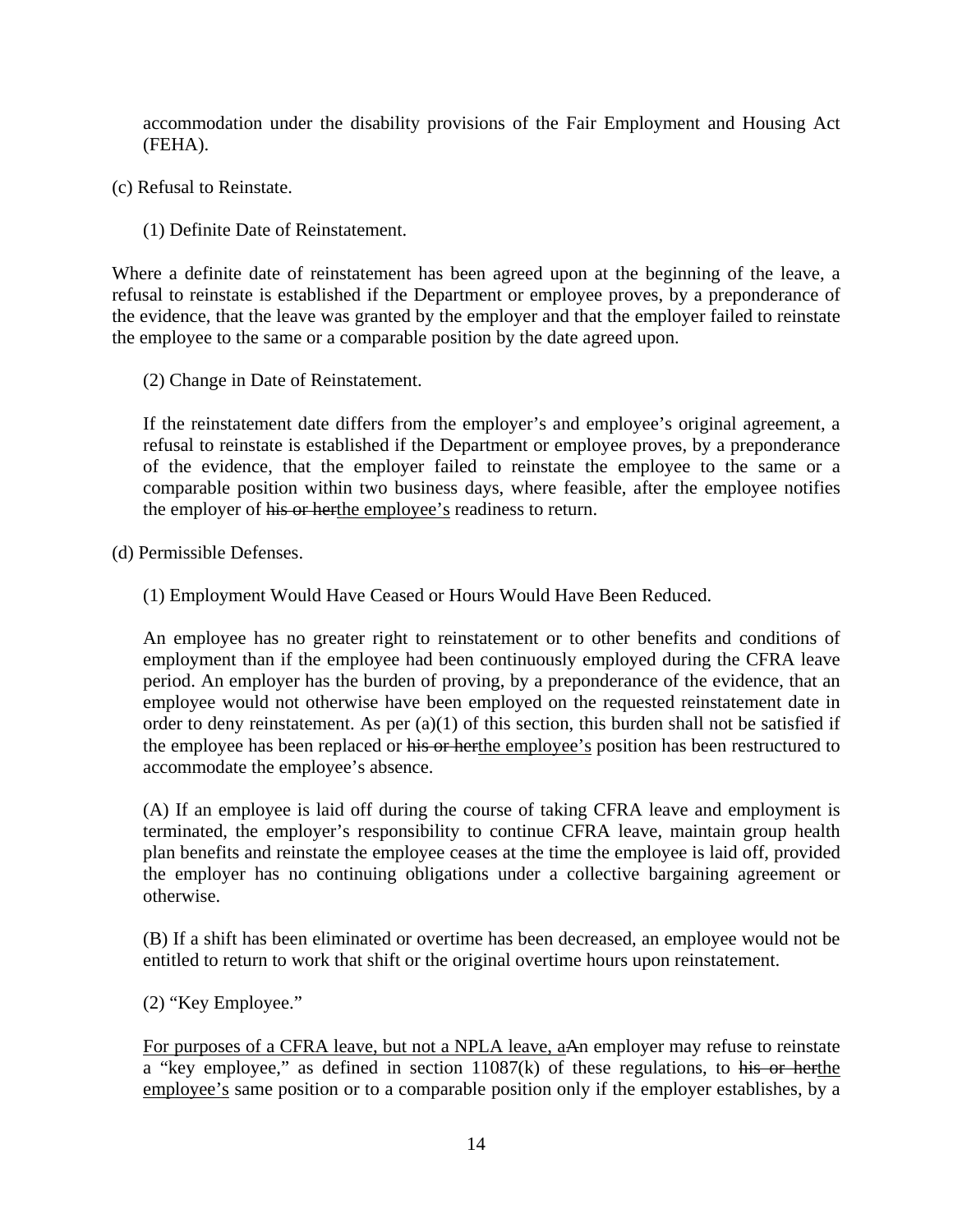accommodation under the disability provisions of the Fair Employment and Housing Act (FEHA).

(c) Refusal to Reinstate.

(1) Definite Date of Reinstatement.

Where a definite date of reinstatement has been agreed upon at the beginning of the leave, a refusal to reinstate is established if the Department or employee proves, by a preponderance of the evidence, that the leave was granted by the employer and that the employer failed to reinstate the employee to the same or a comparable position by the date agreed upon.

(2) Change in Date of Reinstatement.

If the reinstatement date differs from the employer's and employee's original agreement, a refusal to reinstate is established if the Department or employee proves, by a preponderance of the evidence, that the employer failed to reinstate the employee to the same or a comparable position within two business days, where feasible, after the employee notifies the employer of ~~his or her~~<u>the employee's</u> readiness to return.

(d) Permissible Defenses.

(1) Employment Would Have Ceased or Hours Would Have Been Reduced.

An employee has no greater right to reinstatement or to other benefits and conditions of employment than if the employee had been continuously employed during the CFRA leave period. An employer has the burden of proving, by a preponderance of the evidence, that an employee would not otherwise have been employed on the requested reinstatement date in order to deny reinstatement. As per (a)(1) of this section, this burden shall not be satisfied if the employee has been replaced or ~~his or her~~<u>the employee's</u> position has been restructured to accommodate the employee's absence.

(A) If an employee is laid off during the course of taking CFRA leave and employment is terminated, the employer's responsibility to continue CFRA leave, maintain group health plan benefits and reinstate the employee ceases at the time the employee is laid off, provided the employer has no continuing obligations under a collective bargaining agreement or otherwise.

(B) If a shift has been eliminated or overtime has been decreased, an employee would not be entitled to return to work that shift or the original overtime hours upon reinstatement.

(2) "Key Employee."

<u>For purposes of a CFRA leave, but not a NPLA leave, a</u>~~A~~n employer may refuse to reinstate a "key employee," as defined in section 11087(k) of these regulations, to ~~his or her~~<u>the employee's</u> same position or to a comparable position only if the employer establishes, by a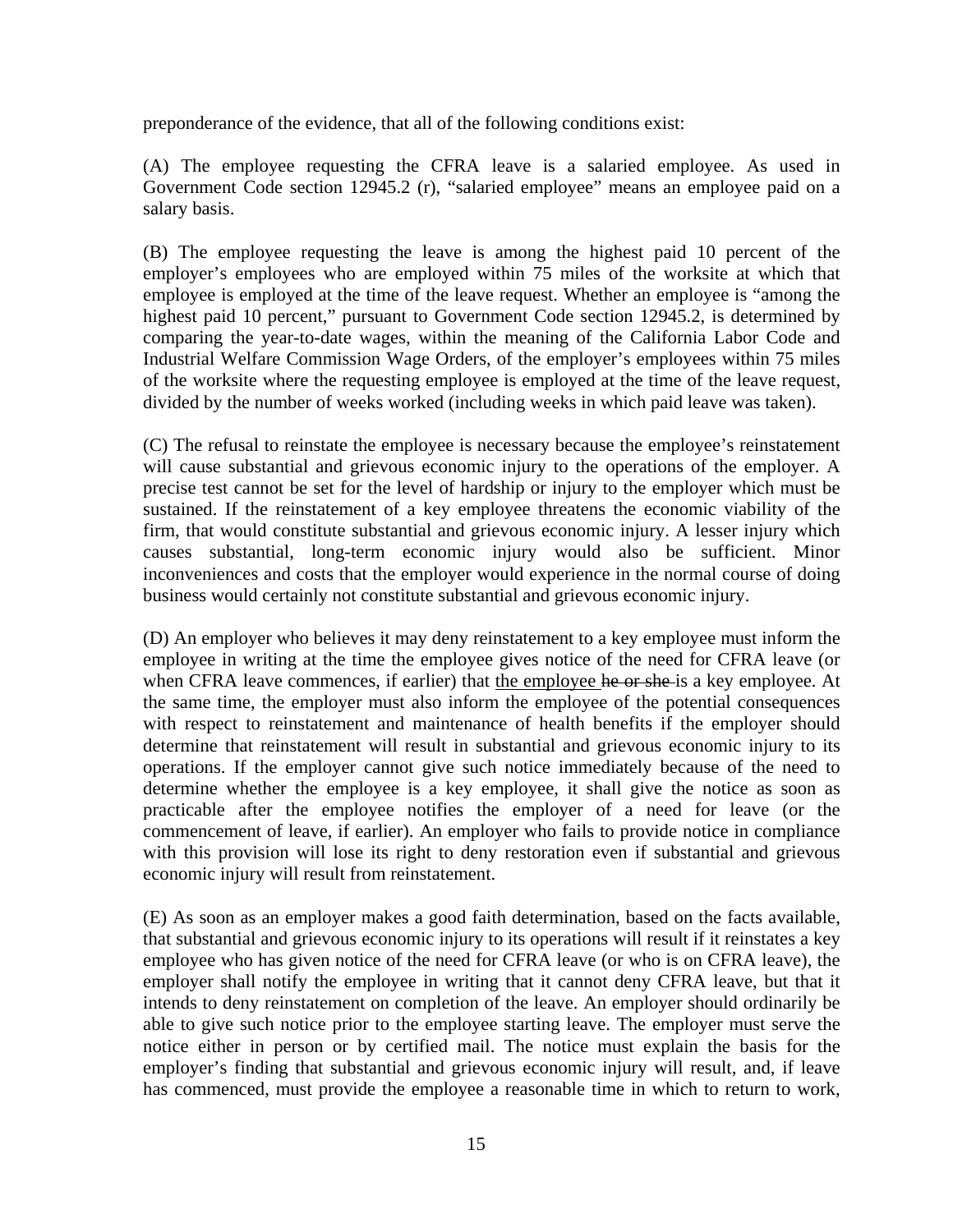preponderance of the evidence, that all of the following conditions exist:

(A) The employee requesting the CFRA leave is a salaried employee. As used in Government Code section 12945.2 (r), "salaried employee" means an employee paid on a salary basis.

(B) The employee requesting the leave is among the highest paid 10 percent of the employer's employees who are employed within 75 miles of the worksite at which that employee is employed at the time of the leave request. Whether an employee is "among the highest paid 10 percent," pursuant to Government Code section 12945.2, is determined by comparing the year-to-date wages, within the meaning of the California Labor Code and Industrial Welfare Commission Wage Orders, of the employer's employees within 75 miles of the worksite where the requesting employee is employed at the time of the leave request, divided by the number of weeks worked (including weeks in which paid leave was taken).

(C) The refusal to reinstate the employee is necessary because the employee's reinstatement will cause substantial and grievous economic injury to the operations of the employer. A precise test cannot be set for the level of hardship or injury to the employer which must be sustained. If the reinstatement of a key employee threatens the economic viability of the firm, that would constitute substantial and grievous economic injury. A lesser injury which causes substantial, long-term economic injury would also be sufficient. Minor inconveniences and costs that the employer would experience in the normal course of doing business would certainly not constitute substantial and grievous economic injury.

(D) An employer who believes it may deny reinstatement to a key employee must inform the employee in writing at the time the employee gives notice of the need for CFRA leave (or when CFRA leave commences, if earlier) that <u>the employee</u> ~~he or she~~ is a key employee. At the same time, the employer must also inform the employee of the potential consequences with respect to reinstatement and maintenance of health benefits if the employer should determine that reinstatement will result in substantial and grievous economic injury to its operations. If the employer cannot give such notice immediately because of the need to determine whether the employee is a key employee, it shall give the notice as soon as practicable after the employee notifies the employer of a need for leave (or the commencement of leave, if earlier). An employer who fails to provide notice in compliance with this provision will lose its right to deny restoration even if substantial and grievous economic injury will result from reinstatement.

(E) As soon as an employer makes a good faith determination, based on the facts available, that substantial and grievous economic injury to its operations will result if it reinstates a key employee who has given notice of the need for CFRA leave (or who is on CFRA leave), the employer shall notify the employee in writing that it cannot deny CFRA leave, but that it intends to deny reinstatement on completion of the leave. An employer should ordinarily be able to give such notice prior to the employee starting leave. The employer must serve the notice either in person or by certified mail. The notice must explain the basis for the employer's finding that substantial and grievous economic injury will result, and, if leave has commenced, must provide the employee a reasonable time in which to return to work,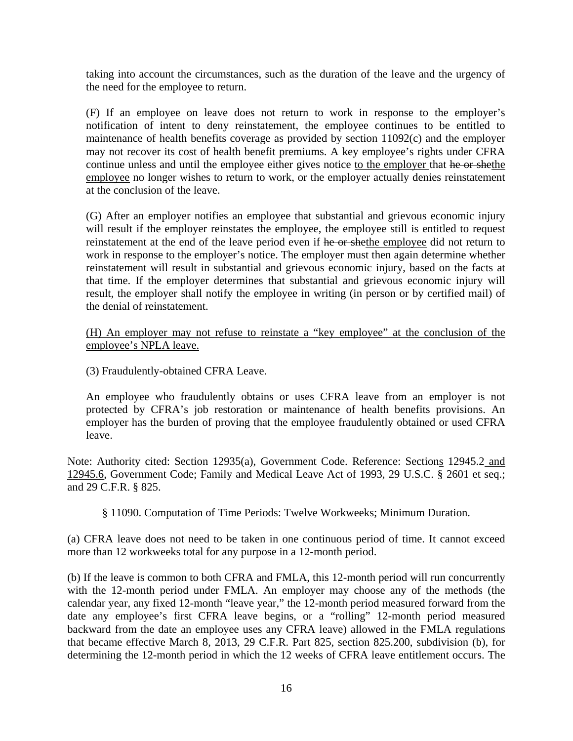taking into account the circumstances, such as the duration of the leave and the urgency of the need for the employee to return.

(F) If an employee on leave does not return to work in response to the employer's notification of intent to deny reinstatement, the employee continues to be entitled to maintenance of health benefits coverage as provided by section 11092(c) and the employer may not recover its cost of health benefit premiums. A key employee's rights under CFRA continue unless and until the employee either gives notice <u>to the employer</u> that ~~he or she~~<u>the employee</u> no longer wishes to return to work, or the employer actually denies reinstatement at the conclusion of the leave.

(G) After an employer notifies an employee that substantial and grievous economic injury will result if the employer reinstates the employee, the employee still is entitled to request reinstatement at the end of the leave period even if ~~he or she~~<u>the employee</u> did not return to work in response to the employer's notice. The employer must then again determine whether reinstatement will result in substantial and grievous economic injury, based on the facts at that time. If the employer determines that substantial and grievous economic injury will result, the employer shall notify the employee in writing (in person or by certified mail) of the denial of reinstatement.

<u>(H) An employer may not refuse to reinstate a "key employee" at the conclusion of the employee's NPLA leave.</u>

(3) Fraudulently-obtained CFRA Leave.

An employee who fraudulently obtains or uses CFRA leave from an employer is not protected by CFRA's job restoration or maintenance of health benefits provisions. An employer has the burden of proving that the employee fraudulently obtained or used CFRA leave.

Note: Authority cited: Section 12935(a), Government Code. Reference: Section<u>s</u> 12945.2<u> and 12945.6</u>, Government Code; Family and Medical Leave Act of 1993, 29 U.S.C. § 2601 et seq.; and 29 C.F.R. § 825.

§ 11090. Computation of Time Periods: Twelve Workweeks; Minimum Duration.

(a) CFRA leave does not need to be taken in one continuous period of time. It cannot exceed more than 12 workweeks total for any purpose in a 12-month period.

(b) If the leave is common to both CFRA and FMLA, this 12-month period will run concurrently with the 12-month period under FMLA. An employer may choose any of the methods (the calendar year, any fixed 12-month "leave year," the 12-month period measured forward from the date any employee's first CFRA leave begins, or a "rolling" 12-month period measured backward from the date an employee uses any CFRA leave) allowed in the FMLA regulations that became effective March 8, 2013, 29 C.F.R. Part 825, section 825.200, subdivision (b), for determining the 12-month period in which the 12 weeks of CFRA leave entitlement occurs. The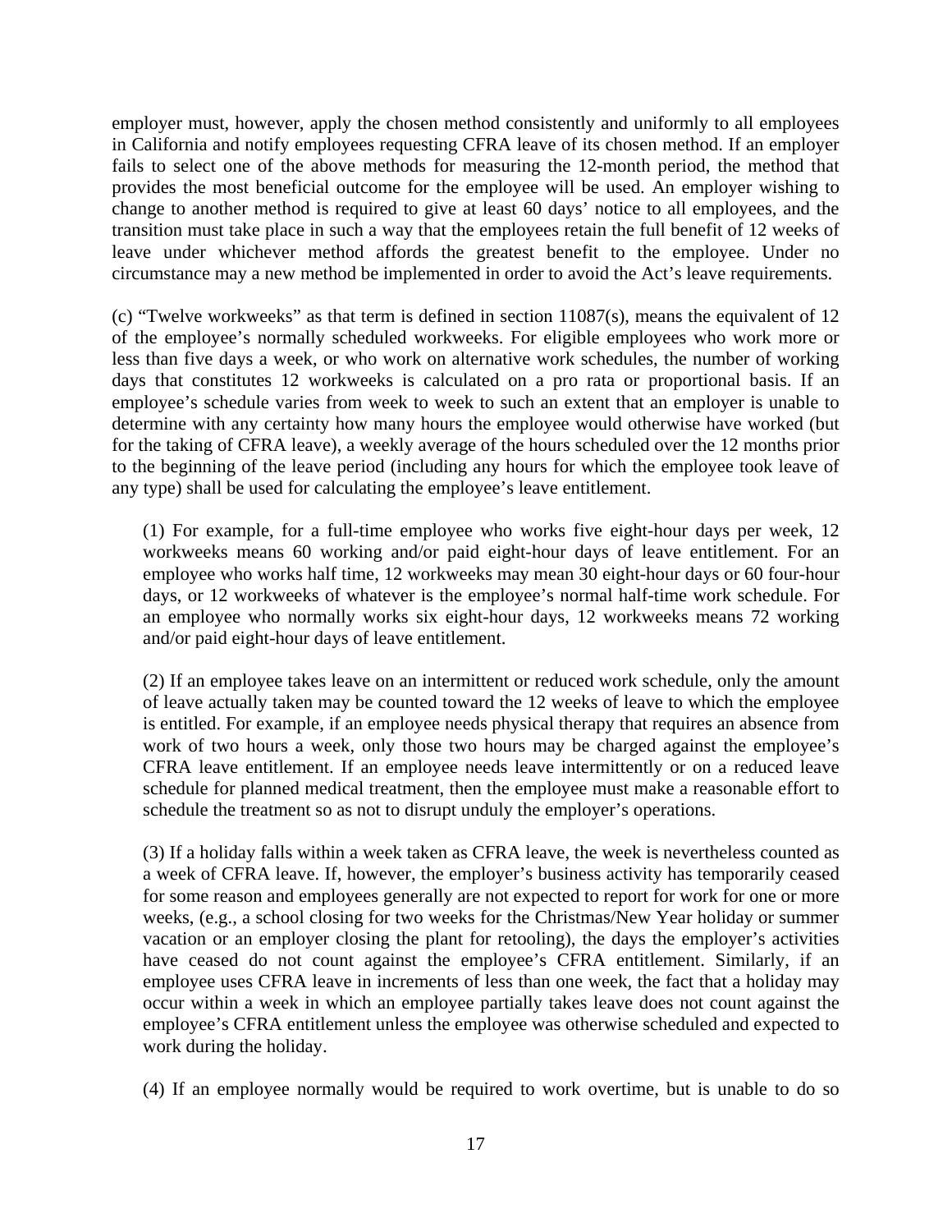employer must, however, apply the chosen method consistently and uniformly to all employees in California and notify employees requesting CFRA leave of its chosen method. If an employer fails to select one of the above methods for measuring the 12-month period, the method that provides the most beneficial outcome for the employee will be used. An employer wishing to change to another method is required to give at least 60 days' notice to all employees, and the transition must take place in such a way that the employees retain the full benefit of 12 weeks of leave under whichever method affords the greatest benefit to the employee. Under no circumstance may a new method be implemented in order to avoid the Act's leave requirements.

(c) "Twelve workweeks" as that term is defined in section 11087(s), means the equivalent of 12 of the employee's normally scheduled workweeks. For eligible employees who work more or less than five days a week, or who work on alternative work schedules, the number of working days that constitutes 12 workweeks is calculated on a pro rata or proportional basis. If an employee's schedule varies from week to week to such an extent that an employer is unable to determine with any certainty how many hours the employee would otherwise have worked (but for the taking of CFRA leave), a weekly average of the hours scheduled over the 12 months prior to the beginning of the leave period (including any hours for which the employee took leave of any type) shall be used for calculating the employee's leave entitlement.

(1) For example, for a full-time employee who works five eight-hour days per week, 12 workweeks means 60 working and/or paid eight-hour days of leave entitlement. For an employee who works half time, 12 workweeks may mean 30 eight-hour days or 60 four-hour days, or 12 workweeks of whatever is the employee's normal half-time work schedule. For an employee who normally works six eight-hour days, 12 workweeks means 72 working and/or paid eight-hour days of leave entitlement.

(2) If an employee takes leave on an intermittent or reduced work schedule, only the amount of leave actually taken may be counted toward the 12 weeks of leave to which the employee is entitled. For example, if an employee needs physical therapy that requires an absence from work of two hours a week, only those two hours may be charged against the employee's CFRA leave entitlement. If an employee needs leave intermittently or on a reduced leave schedule for planned medical treatment, then the employee must make a reasonable effort to schedule the treatment so as not to disrupt unduly the employer's operations.

(3) If a holiday falls within a week taken as CFRA leave, the week is nevertheless counted as a week of CFRA leave. If, however, the employer's business activity has temporarily ceased for some reason and employees generally are not expected to report for work for one or more weeks, (e.g., a school closing for two weeks for the Christmas/New Year holiday or summer vacation or an employer closing the plant for retooling), the days the employer's activities have ceased do not count against the employee's CFRA entitlement. Similarly, if an employee uses CFRA leave in increments of less than one week, the fact that a holiday may occur within a week in which an employee partially takes leave does not count against the employee's CFRA entitlement unless the employee was otherwise scheduled and expected to work during the holiday.

(4) If an employee normally would be required to work overtime, but is unable to do so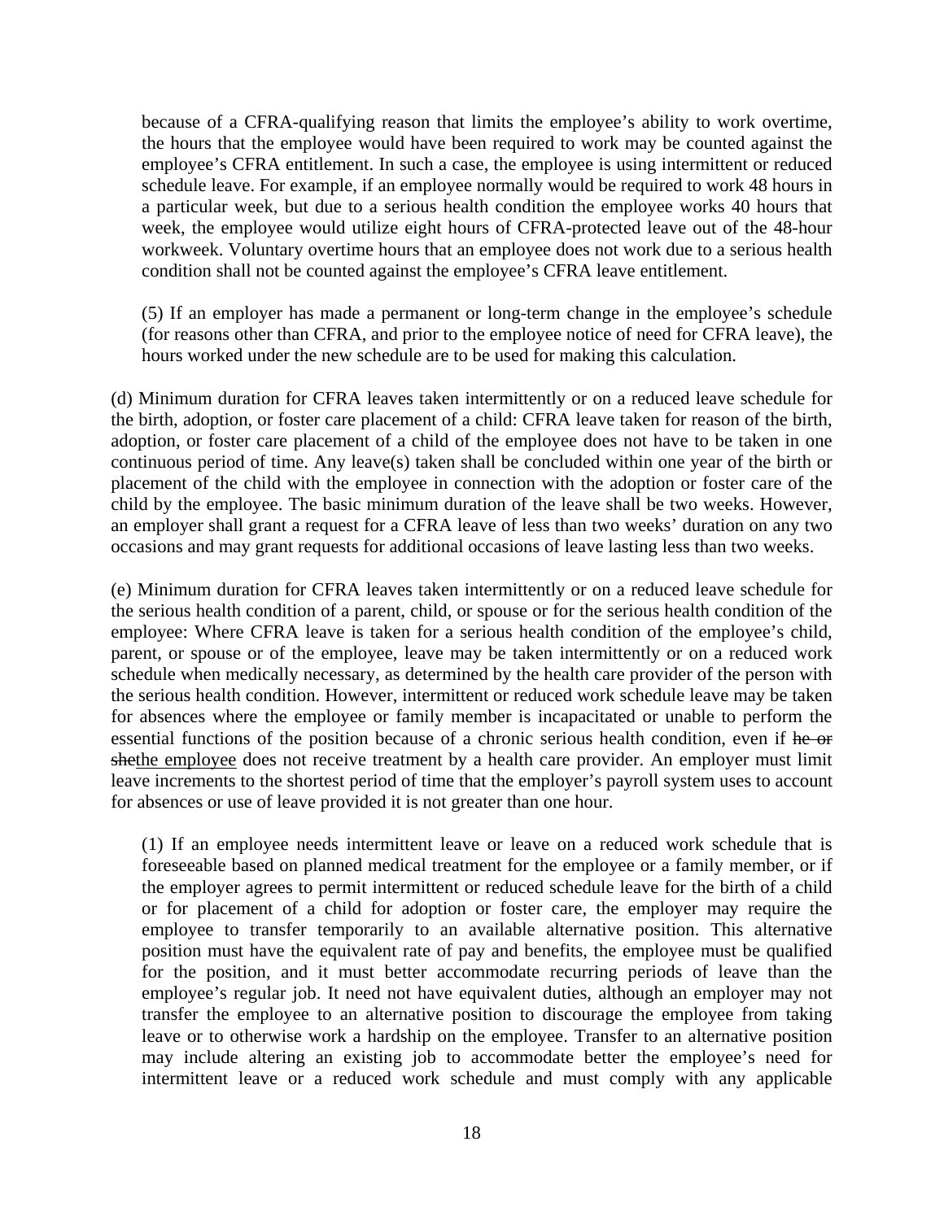because of a CFRA-qualifying reason that limits the employee's ability to work overtime, the hours that the employee would have been required to work may be counted against the employee's CFRA entitlement. In such a case, the employee is using intermittent or reduced schedule leave. For example, if an employee normally would be required to work 48 hours in a particular week, but due to a serious health condition the employee works 40 hours that week, the employee would utilize eight hours of CFRA-protected leave out of the 48-hour workweek. Voluntary overtime hours that an employee does not work due to a serious health condition shall not be counted against the employee's CFRA leave entitlement.

(5) If an employer has made a permanent or long-term change in the employee's schedule (for reasons other than CFRA, and prior to the employee notice of need for CFRA leave), the hours worked under the new schedule are to be used for making this calculation.

(d) Minimum duration for CFRA leaves taken intermittently or on a reduced leave schedule for the birth, adoption, or foster care placement of a child: CFRA leave taken for reason of the birth, adoption, or foster care placement of a child of the employee does not have to be taken in one continuous period of time. Any leave(s) taken shall be concluded within one year of the birth or placement of the child with the employee in connection with the adoption or foster care of the child by the employee. The basic minimum duration of the leave shall be two weeks. However, an employer shall grant a request for a CFRA leave of less than two weeks' duration on any two occasions and may grant requests for additional occasions of leave lasting less than two weeks.

(e) Minimum duration for CFRA leaves taken intermittently or on a reduced leave schedule for the serious health condition of a parent, child, or spouse or for the serious health condition of the employee: Where CFRA leave is taken for a serious health condition of the employee's child, parent, or spouse or of the employee, leave may be taken intermittently or on a reduced work schedule when medically necessary, as determined by the health care provider of the person with the serious health condition. However, intermittent or reduced work schedule leave may be taken for absences where the employee or family member is incapacitated or unable to perform the essential functions of the position because of a chronic serious health condition, even if ~~he or she~~the employee does not receive treatment by a health care provider. An employer must limit leave increments to the shortest period of time that the employer's payroll system uses to account for absences or use of leave provided it is not greater than one hour.

(1) If an employee needs intermittent leave or leave on a reduced work schedule that is foreseeable based on planned medical treatment for the employee or a family member, or if the employer agrees to permit intermittent or reduced schedule leave for the birth of a child or for placement of a child for adoption or foster care, the employer may require the employee to transfer temporarily to an available alternative position. This alternative position must have the equivalent rate of pay and benefits, the employee must be qualified for the position, and it must better accommodate recurring periods of leave than the employee's regular job. It need not have equivalent duties, although an employer may not transfer the employee to an alternative position to discourage the employee from taking leave or to otherwise work a hardship on the employee. Transfer to an alternative position may include altering an existing job to accommodate better the employee's need for intermittent leave or a reduced work schedule and must comply with any applicable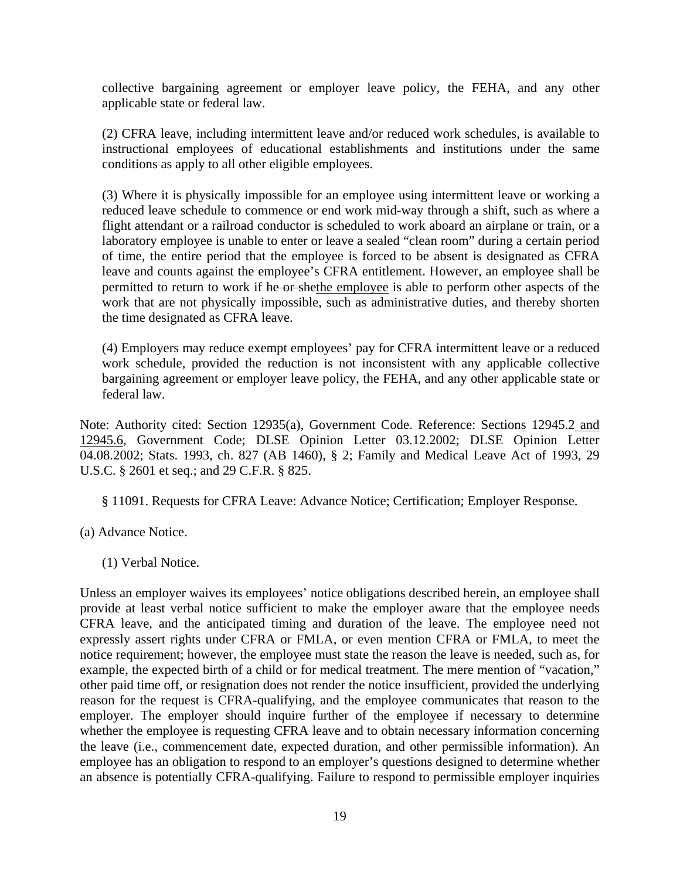collective bargaining agreement or employer leave policy, the FEHA, and any other applicable state or federal law.

(2) CFRA leave, including intermittent leave and/or reduced work schedules, is available to instructional employees of educational establishments and institutions under the same conditions as apply to all other eligible employees.

(3) Where it is physically impossible for an employee using intermittent leave or working a reduced leave schedule to commence or end work mid-way through a shift, such as where a flight attendant or a railroad conductor is scheduled to work aboard an airplane or train, or a laboratory employee is unable to enter or leave a sealed "clean room" during a certain period of time, the entire period that the employee is forced to be absent is designated as CFRA leave and counts against the employee's CFRA entitlement. However, an employee shall be permitted to return to work if ~~he or she~~<u>the employee</u> is able to perform other aspects of the work that are not physically impossible, such as administrative duties, and thereby shorten the time designated as CFRA leave.

(4) Employers may reduce exempt employees' pay for CFRA intermittent leave or a reduced work schedule, provided the reduction is not inconsistent with any applicable collective bargaining agreement or employer leave policy, the FEHA, and any other applicable state or federal law.

Note: Authority cited: Section 12935(a), Government Code. Reference: Section<u>s</u> 12945.2<u> and 12945.6</u>, Government Code; DLSE Opinion Letter 03.12.2002; DLSE Opinion Letter 04.08.2002; Stats. 1993, ch. 827 (AB 1460), § 2; Family and Medical Leave Act of 1993, 29 U.S.C. § 2601 et seq.; and 29 C.F.R. § 825.

§ 11091. Requests for CFRA Leave: Advance Notice; Certification; Employer Response.

(a) Advance Notice.

(1) Verbal Notice.

Unless an employer waives its employees' notice obligations described herein, an employee shall provide at least verbal notice sufficient to make the employer aware that the employee needs CFRA leave, and the anticipated timing and duration of the leave. The employee need not expressly assert rights under CFRA or FMLA, or even mention CFRA or FMLA, to meet the notice requirement; however, the employee must state the reason the leave is needed, such as, for example, the expected birth of a child or for medical treatment. The mere mention of "vacation," other paid time off, or resignation does not render the notice insufficient, provided the underlying reason for the request is CFRA-qualifying, and the employee communicates that reason to the employer. The employer should inquire further of the employee if necessary to determine whether the employee is requesting CFRA leave and to obtain necessary information concerning the leave (i.e., commencement date, expected duration, and other permissible information). An employee has an obligation to respond to an employer's questions designed to determine whether an absence is potentially CFRA-qualifying. Failure to respond to permissible employer inquiries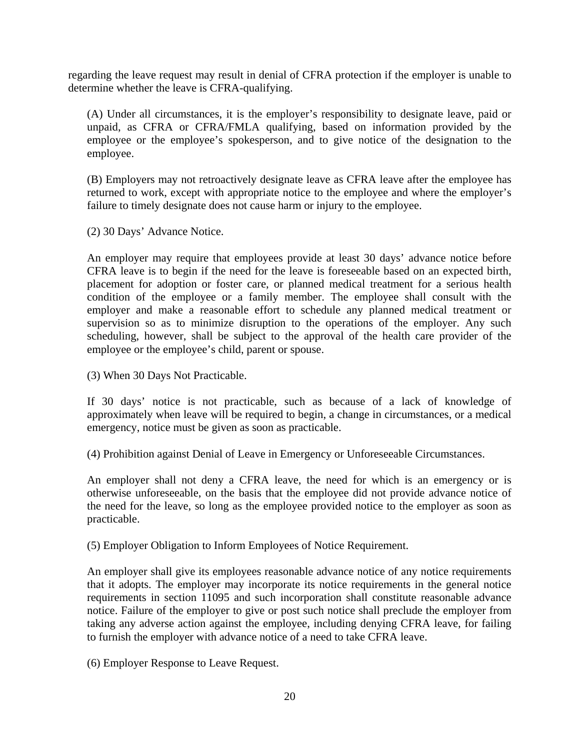regarding the leave request may result in denial of CFRA protection if the employer is unable to determine whether the leave is CFRA-qualifying.

(A) Under all circumstances, it is the employer's responsibility to designate leave, paid or unpaid, as CFRA or CFRA/FMLA qualifying, based on information provided by the employee or the employee's spokesperson, and to give notice of the designation to the employee.

(B) Employers may not retroactively designate leave as CFRA leave after the employee has returned to work, except with appropriate notice to the employee and where the employer's failure to timely designate does not cause harm or injury to the employee.

(2) 30 Days' Advance Notice.

An employer may require that employees provide at least 30 days' advance notice before CFRA leave is to begin if the need for the leave is foreseeable based on an expected birth, placement for adoption or foster care, or planned medical treatment for a serious health condition of the employee or a family member. The employee shall consult with the employer and make a reasonable effort to schedule any planned medical treatment or supervision so as to minimize disruption to the operations of the employer. Any such scheduling, however, shall be subject to the approval of the health care provider of the employee or the employee's child, parent or spouse.

(3) When 30 Days Not Practicable.

If 30 days' notice is not practicable, such as because of a lack of knowledge of approximately when leave will be required to begin, a change in circumstances, or a medical emergency, notice must be given as soon as practicable.

(4) Prohibition against Denial of Leave in Emergency or Unforeseeable Circumstances.

An employer shall not deny a CFRA leave, the need for which is an emergency or is otherwise unforeseeable, on the basis that the employee did not provide advance notice of the need for the leave, so long as the employee provided notice to the employer as soon as practicable.

(5) Employer Obligation to Inform Employees of Notice Requirement.

An employer shall give its employees reasonable advance notice of any notice requirements that it adopts. The employer may incorporate its notice requirements in the general notice requirements in section 11095 and such incorporation shall constitute reasonable advance notice. Failure of the employer to give or post such notice shall preclude the employer from taking any adverse action against the employee, including denying CFRA leave, for failing to furnish the employer with advance notice of a need to take CFRA leave.

(6) Employer Response to Leave Request.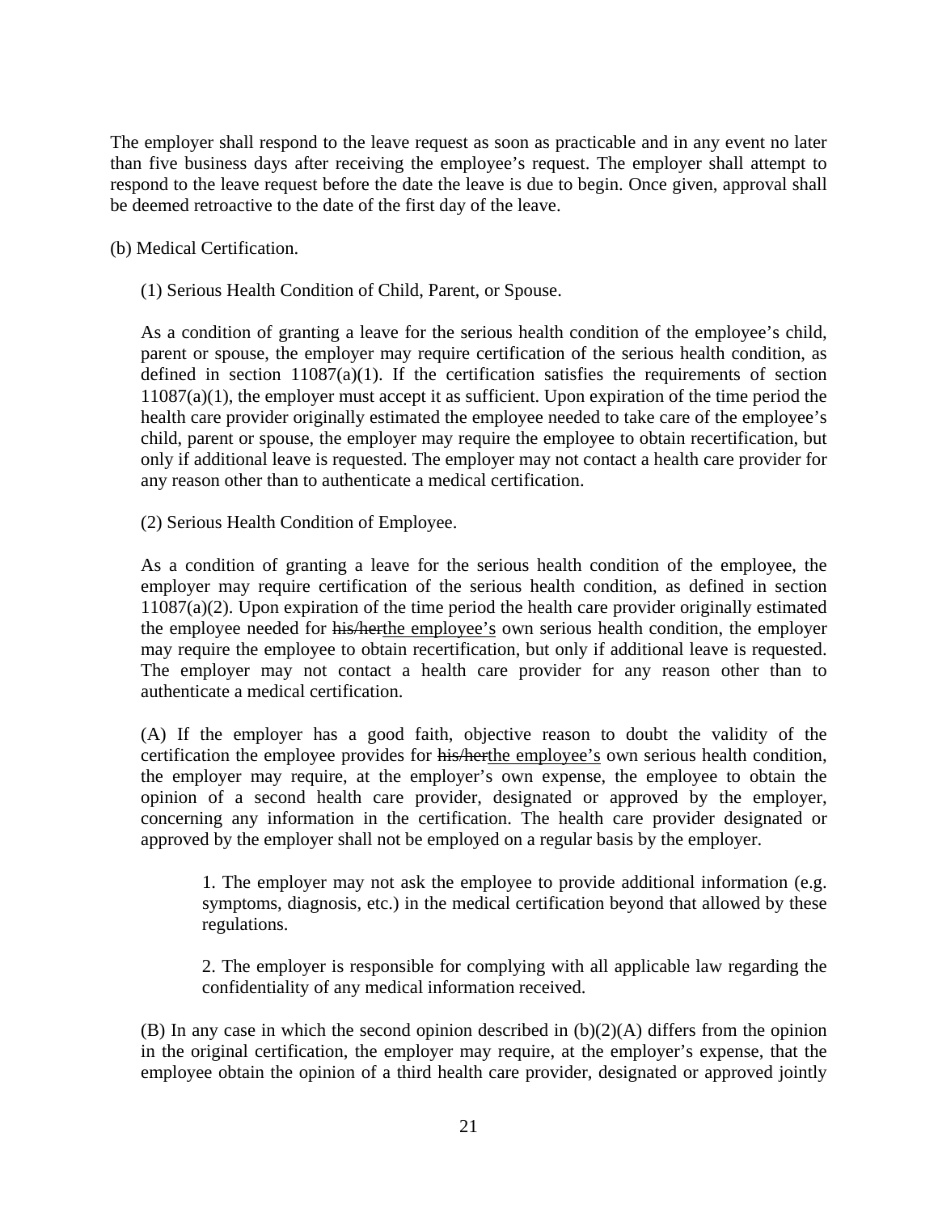The employer shall respond to the leave request as soon as practicable and in any event no later than five business days after receiving the employee's request. The employer shall attempt to respond to the leave request before the date the leave is due to begin. Once given, approval shall be deemed retroactive to the date of the first day of the leave.

(b) Medical Certification.

(1) Serious Health Condition of Child, Parent, or Spouse.

As a condition of granting a leave for the serious health condition of the employee's child, parent or spouse, the employer may require certification of the serious health condition, as defined in section 11087(a)(1). If the certification satisfies the requirements of section 11087(a)(1), the employer must accept it as sufficient. Upon expiration of the time period the health care provider originally estimated the employee needed to take care of the employee's child, parent or spouse, the employer may require the employee to obtain recertification, but only if additional leave is requested. The employer may not contact a health care provider for any reason other than to authenticate a medical certification.

(2) Serious Health Condition of Employee.

As a condition of granting a leave for the serious health condition of the employee, the employer may require certification of the serious health condition, as defined in section 11087(a)(2). Upon expiration of the time period the health care provider originally estimated the employee needed for ~~his/her~~<u>the employee's</u> own serious health condition, the employer may require the employee to obtain recertification, but only if additional leave is requested. The employer may not contact a health care provider for any reason other than to authenticate a medical certification.

(A) If the employer has a good faith, objective reason to doubt the validity of the certification the employee provides for ~~his/her~~<u>the employee's</u> own serious health condition, the employer may require, at the employer's own expense, the employee to obtain the opinion of a second health care provider, designated or approved by the employer, concerning any information in the certification. The health care provider designated or approved by the employer shall not be employed on a regular basis by the employer.

1. The employer may not ask the employee to provide additional information (e.g. symptoms, diagnosis, etc.) in the medical certification beyond that allowed by these regulations.

2. The employer is responsible for complying with all applicable law regarding the confidentiality of any medical information received.

(B) In any case in which the second opinion described in (b)(2)(A) differs from the opinion in the original certification, the employer may require, at the employer's expense, that the employee obtain the opinion of a third health care provider, designated or approved jointly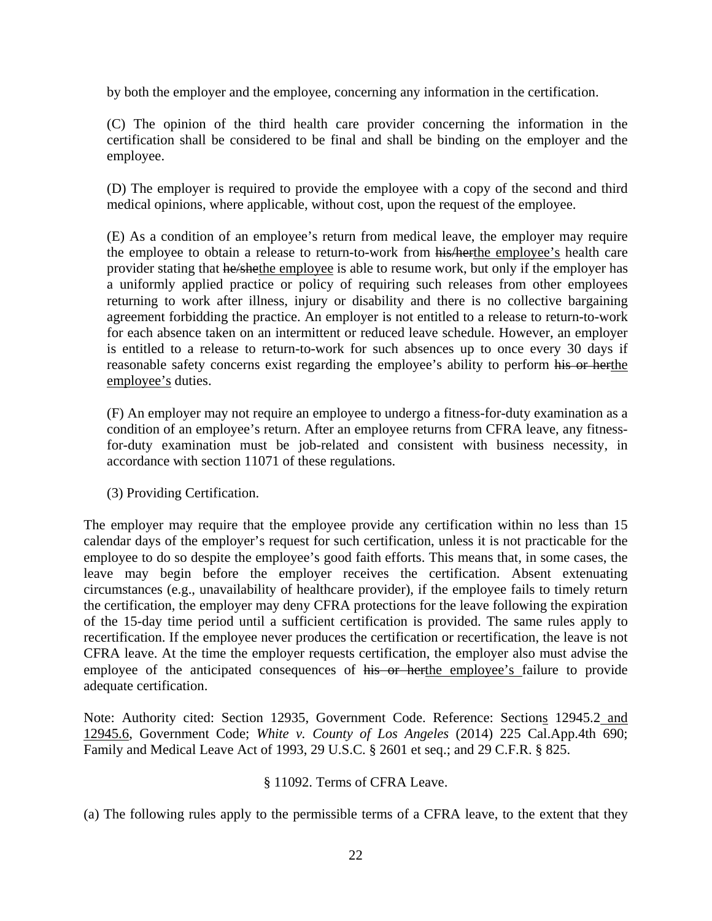by both the employer and the employee, concerning any information in the certification.

(C) The opinion of the third health care provider concerning the information in the certification shall be considered to be final and shall be binding on the employer and the employee.

(D) The employer is required to provide the employee with a copy of the second and third medical opinions, where applicable, without cost, upon the request of the employee.

(E) As a condition of an employee's return from medical leave, the employer may require the employee to obtain a release to return-to-work from ~~his/her~~<u>the employee's</u> health care provider stating that ~~he/she~~<u>the employee</u> is able to resume work, but only if the employer has a uniformly applied practice or policy of requiring such releases from other employees returning to work after illness, injury or disability and there is no collective bargaining agreement forbidding the practice. An employer is not entitled to a release to return-to-work for each absence taken on an intermittent or reduced leave schedule. However, an employer is entitled to a release to return-to-work for such absences up to once every 30 days if reasonable safety concerns exist regarding the employee's ability to perform ~~his or her~~<u>the employee's</u> duties.

(F) An employer may not require an employee to undergo a fitness-for-duty examination as a condition of an employee's return. After an employee returns from CFRA leave, any fitness-for-duty examination must be job-related and consistent with business necessity, in accordance with section 11071 of these regulations.

(3) Providing Certification.

The employer may require that the employee provide any certification within no less than 15 calendar days of the employer's request for such certification, unless it is not practicable for the employee to do so despite the employee's good faith efforts. This means that, in some cases, the leave may begin before the employer receives the certification. Absent extenuating circumstances (e.g., unavailability of healthcare provider), if the employee fails to timely return the certification, the employer may deny CFRA protections for the leave following the expiration of the 15-day time period until a sufficient certification is provided. The same rules apply to recertification. If the employee never produces the certification or recertification, the leave is not CFRA leave. At the time the employer requests certification, the employer also must advise the employee of the anticipated consequences of ~~his or her~~<u>the employee's</u> failure to provide adequate certification.

Note: Authority cited: Section 12935, Government Code. Reference: Section<u>s</u> 12945.2<u> and 12945.6</u>, Government Code; *White v. County of Los Angeles* (2014) 225 Cal.App.4th 690; Family and Medical Leave Act of 1993, 29 U.S.C. § 2601 et seq.; and 29 C.F.R. § 825.

§ 11092. Terms of CFRA Leave.

(a) The following rules apply to the permissible terms of a CFRA leave, to the extent that they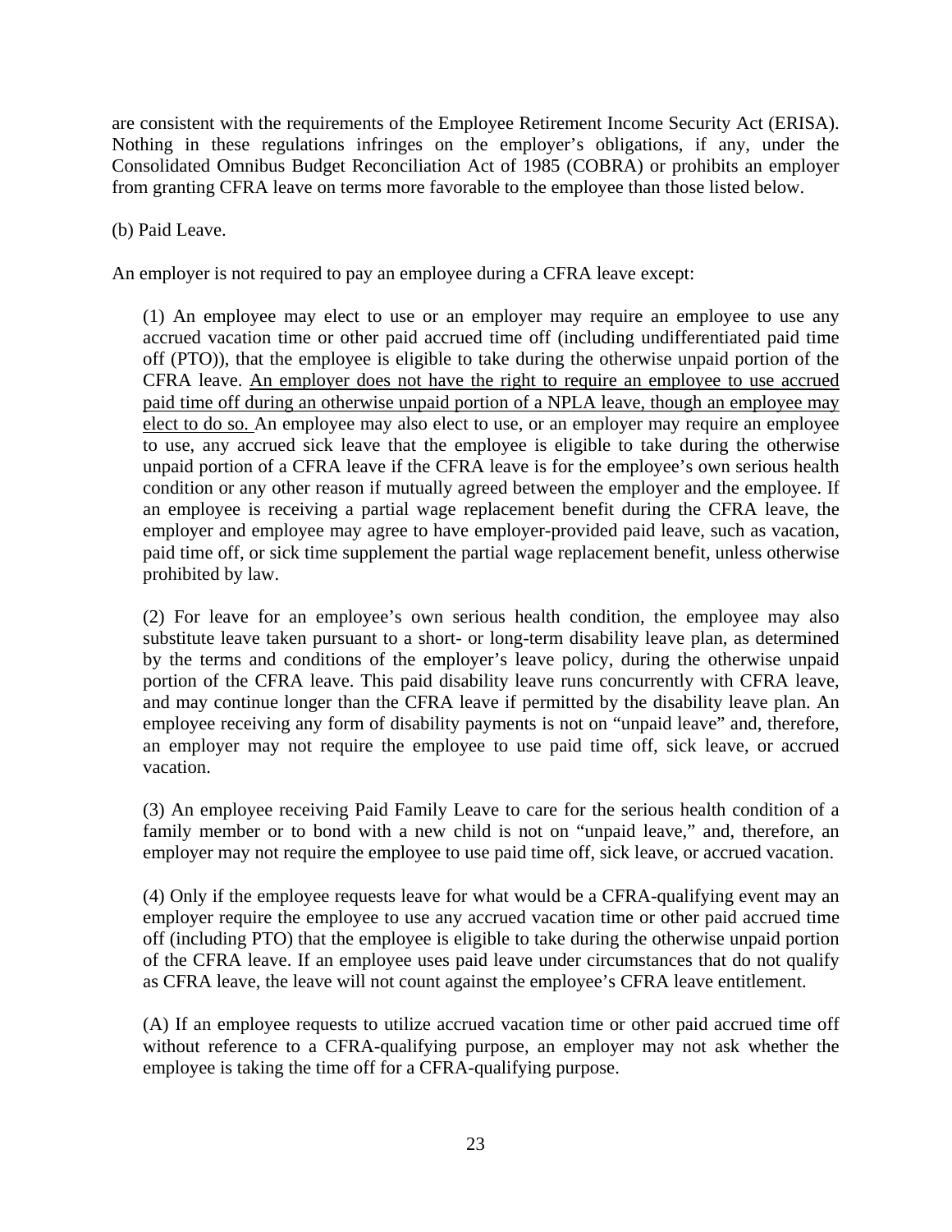are consistent with the requirements of the Employee Retirement Income Security Act (ERISA). Nothing in these regulations infringes on the employer's obligations, if any, under the Consolidated Omnibus Budget Reconciliation Act of 1985 (COBRA) or prohibits an employer from granting CFRA leave on terms more favorable to the employee than those listed below.

(b) Paid Leave.

An employer is not required to pay an employee during a CFRA leave except:

> (1) An employee may elect to use or an employer may require an employee to use any accrued vacation time or other paid accrued time off (including undifferentiated paid time off (PTO)), that the employee is eligible to take during the otherwise unpaid portion of the CFRA leave. <u>An employer does not have the right to require an employee to use accrued paid time off during an otherwise unpaid portion of a NPLA leave, though an employee may elect to do so.</u> An employee may also elect to use, or an employer may require an employee to use, any accrued sick leave that the employee is eligible to take during the otherwise unpaid portion of a CFRA leave if the CFRA leave is for the employee's own serious health condition or any other reason if mutually agreed between the employer and the employee. If an employee is receiving a partial wage replacement benefit during the CFRA leave, the employer and employee may agree to have employer-provided paid leave, such as vacation, paid time off, or sick time supplement the partial wage replacement benefit, unless otherwise prohibited by law.
>
> (2) For leave for an employee's own serious health condition, the employee may also substitute leave taken pursuant to a short- or long-term disability leave plan, as determined by the terms and conditions of the employer's leave policy, during the otherwise unpaid portion of the CFRA leave. This paid disability leave runs concurrently with CFRA leave, and may continue longer than the CFRA leave if permitted by the disability leave plan. An employee receiving any form of disability payments is not on "unpaid leave" and, therefore, an employer may not require the employee to use paid time off, sick leave, or accrued vacation.
>
> (3) An employee receiving Paid Family Leave to care for the serious health condition of a family member or to bond with a new child is not on "unpaid leave," and, therefore, an employer may not require the employee to use paid time off, sick leave, or accrued vacation.
>
> (4) Only if the employee requests leave for what would be a CFRA-qualifying event may an employer require the employee to use any accrued vacation time or other paid accrued time off (including PTO) that the employee is eligible to take during the otherwise unpaid portion of the CFRA leave. If an employee uses paid leave under circumstances that do not qualify as CFRA leave, the leave will not count against the employee's CFRA leave entitlement.
>
> (A) If an employee requests to utilize accrued vacation time or other paid accrued time off without reference to a CFRA-qualifying purpose, an employer may not ask whether the employee is taking the time off for a CFRA-qualifying purpose.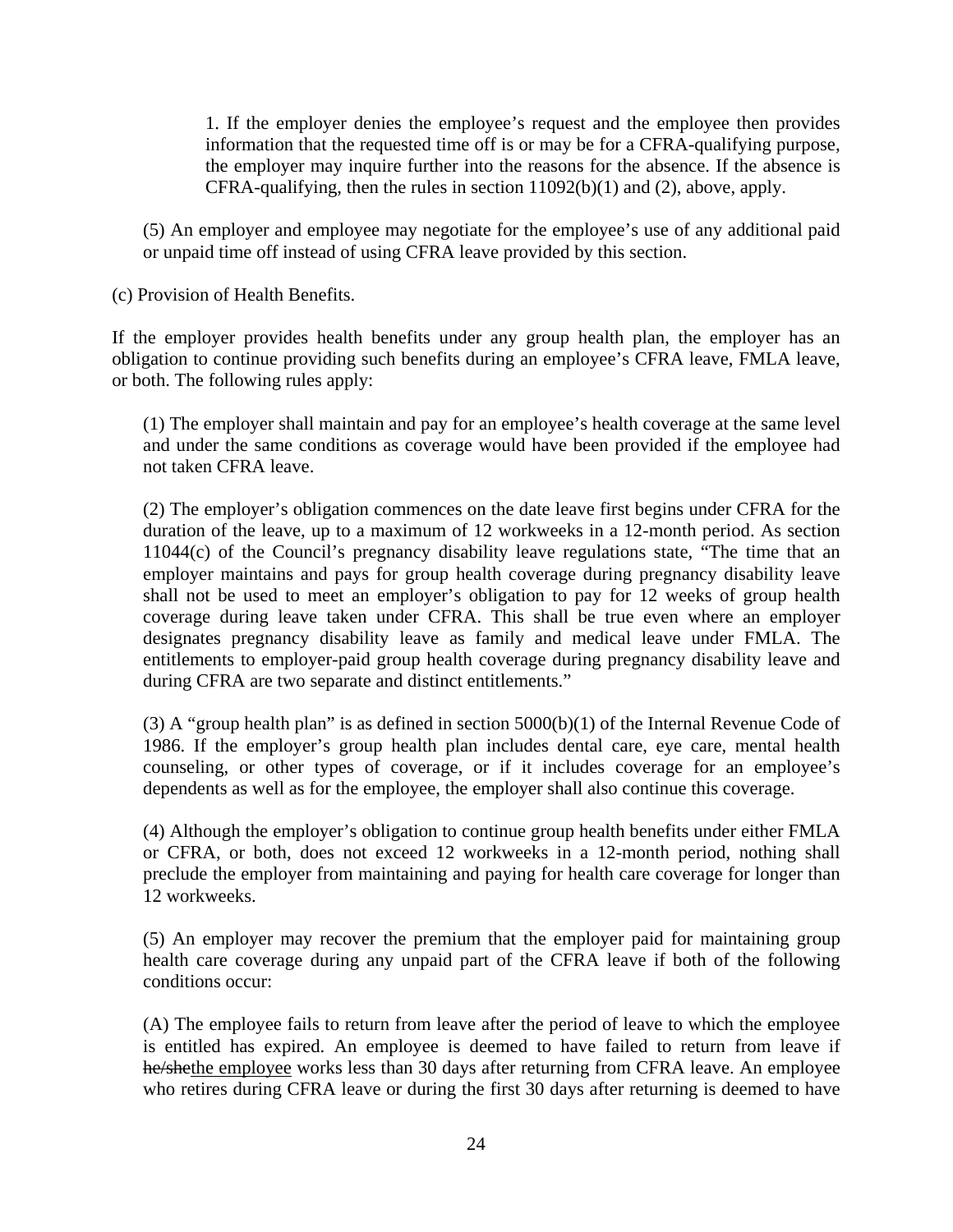1. If the employer denies the employee's request and the employee then provides information that the requested time off is or may be for a CFRA-qualifying purpose, the employer may inquire further into the reasons for the absence. If the absence is CFRA-qualifying, then the rules in section 11092(b)(1) and (2), above, apply.

(5) An employer and employee may negotiate for the employee's use of any additional paid or unpaid time off instead of using CFRA leave provided by this section.

(c) Provision of Health Benefits.

If the employer provides health benefits under any group health plan, the employer has an obligation to continue providing such benefits during an employee's CFRA leave, FMLA leave, or both. The following rules apply:

(1) The employer shall maintain and pay for an employee's health coverage at the same level and under the same conditions as coverage would have been provided if the employee had not taken CFRA leave.

(2) The employer's obligation commences on the date leave first begins under CFRA for the duration of the leave, up to a maximum of 12 workweeks in a 12-month period. As section 11044(c) of the Council's pregnancy disability leave regulations state, "The time that an employer maintains and pays for group health coverage during pregnancy disability leave shall not be used to meet an employer's obligation to pay for 12 weeks of group health coverage during leave taken under CFRA. This shall be true even where an employer designates pregnancy disability leave as family and medical leave under FMLA. The entitlements to employer-paid group health coverage during pregnancy disability leave and during CFRA are two separate and distinct entitlements."

(3) A "group health plan" is as defined in section 5000(b)(1) of the Internal Revenue Code of 1986. If the employer's group health plan includes dental care, eye care, mental health counseling, or other types of coverage, or if it includes coverage for an employee's dependents as well as for the employee, the employer shall also continue this coverage.

(4) Although the employer's obligation to continue group health benefits under either FMLA or CFRA, or both, does not exceed 12 workweeks in a 12-month period, nothing shall preclude the employer from maintaining and paying for health care coverage for longer than 12 workweeks.

(5) An employer may recover the premium that the employer paid for maintaining group health care coverage during any unpaid part of the CFRA leave if both of the following conditions occur:

(A) The employee fails to return from leave after the period of leave to which the employee is entitled has expired. An employee is deemed to have failed to return from leave if ~~he/she~~the employee works less than 30 days after returning from CFRA leave. An employee who retires during CFRA leave or during the first 30 days after returning is deemed to have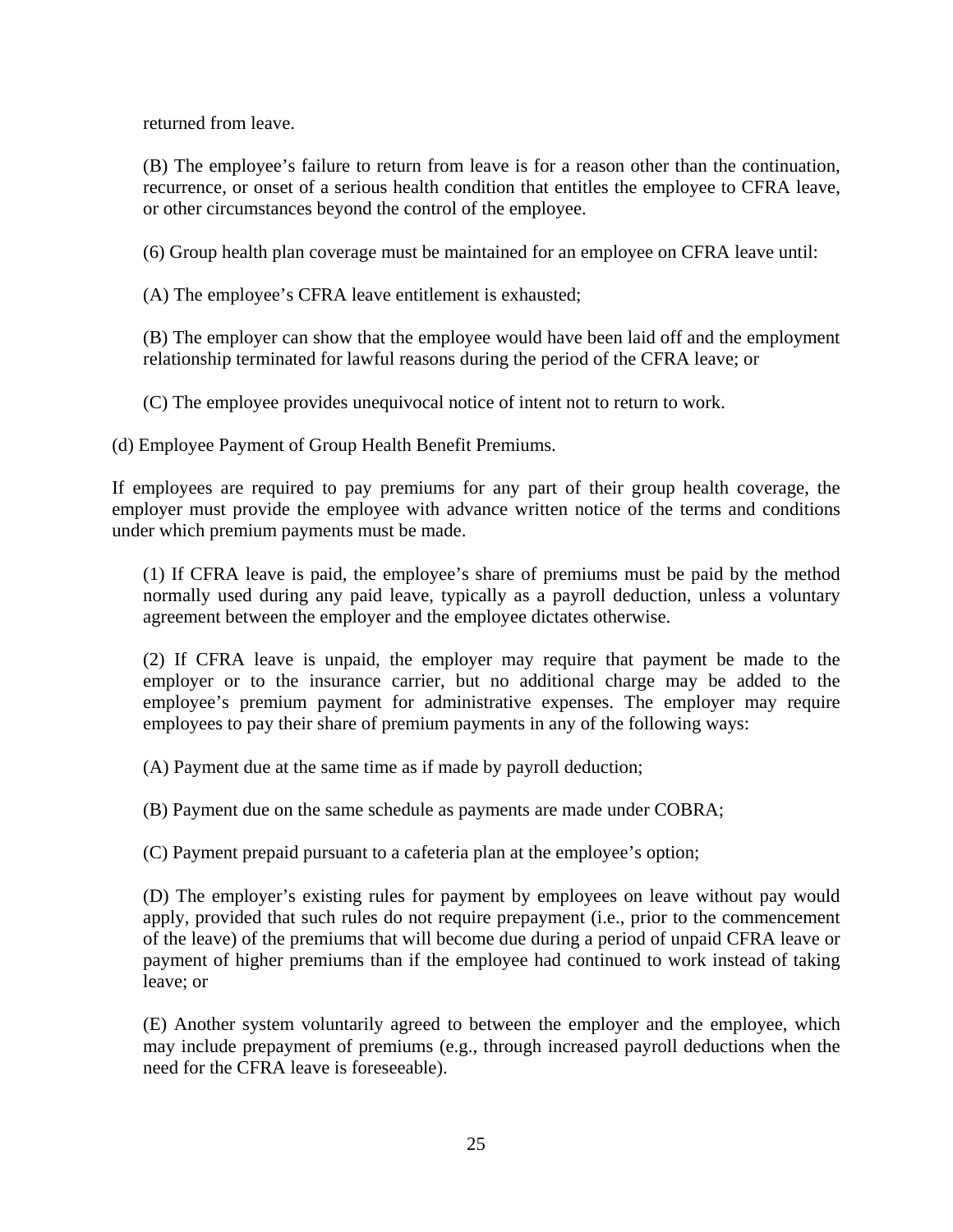returned from leave.

(B) The employee's failure to return from leave is for a reason other than the continuation, recurrence, or onset of a serious health condition that entitles the employee to CFRA leave, or other circumstances beyond the control of the employee.

(6) Group health plan coverage must be maintained for an employee on CFRA leave until:

(A) The employee's CFRA leave entitlement is exhausted;

(B) The employer can show that the employee would have been laid off and the employment relationship terminated for lawful reasons during the period of the CFRA leave; or

(C) The employee provides unequivocal notice of intent not to return to work.

(d) Employee Payment of Group Health Benefit Premiums.

If employees are required to pay premiums for any part of their group health coverage, the employer must provide the employee with advance written notice of the terms and conditions under which premium payments must be made.

(1) If CFRA leave is paid, the employee's share of premiums must be paid by the method normally used during any paid leave, typically as a payroll deduction, unless a voluntary agreement between the employer and the employee dictates otherwise.

(2) If CFRA leave is unpaid, the employer may require that payment be made to the employer or to the insurance carrier, but no additional charge may be added to the employee's premium payment for administrative expenses. The employer may require employees to pay their share of premium payments in any of the following ways:

(A) Payment due at the same time as if made by payroll deduction;

(B) Payment due on the same schedule as payments are made under COBRA;

(C) Payment prepaid pursuant to a cafeteria plan at the employee's option;

(D) The employer's existing rules for payment by employees on leave without pay would apply, provided that such rules do not require prepayment (i.e., prior to the commencement of the leave) of the premiums that will become due during a period of unpaid CFRA leave or payment of higher premiums than if the employee had continued to work instead of taking leave; or

(E) Another system voluntarily agreed to between the employer and the employee, which may include prepayment of premiums (e.g., through increased payroll deductions when the need for the CFRA leave is foreseeable).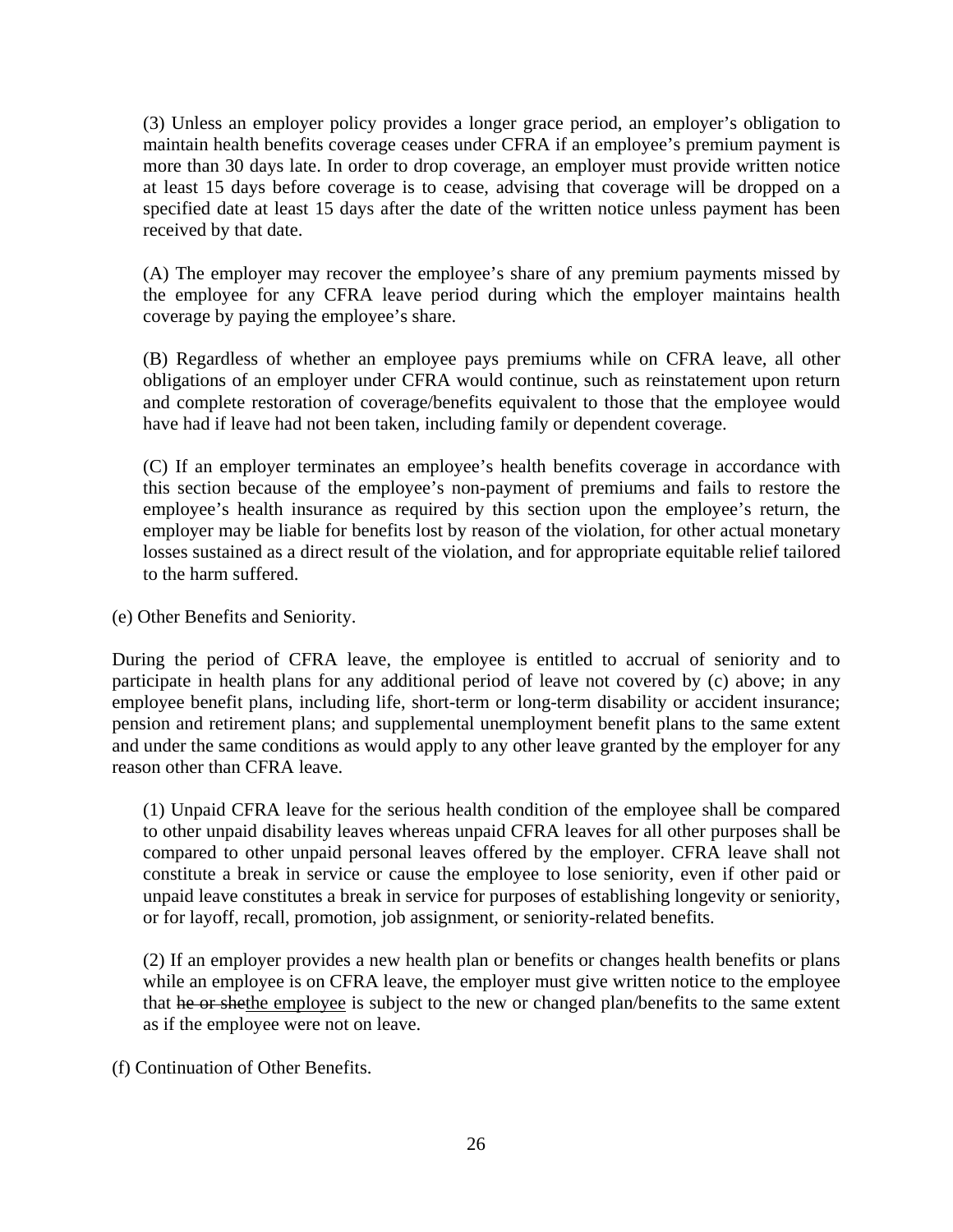(3) Unless an employer policy provides a longer grace period, an employer's obligation to maintain health benefits coverage ceases under CFRA if an employee's premium payment is more than 30 days late. In order to drop coverage, an employer must provide written notice at least 15 days before coverage is to cease, advising that coverage will be dropped on a specified date at least 15 days after the date of the written notice unless payment has been received by that date.

(A) The employer may recover the employee's share of any premium payments missed by the employee for any CFRA leave period during which the employer maintains health coverage by paying the employee's share.

(B) Regardless of whether an employee pays premiums while on CFRA leave, all other obligations of an employer under CFRA would continue, such as reinstatement upon return and complete restoration of coverage/benefits equivalent to those that the employee would have had if leave had not been taken, including family or dependent coverage.

(C) If an employer terminates an employee's health benefits coverage in accordance with this section because of the employee's non-payment of premiums and fails to restore the employee's health insurance as required by this section upon the employee's return, the employer may be liable for benefits lost by reason of the violation, for other actual monetary losses sustained as a direct result of the violation, and for appropriate equitable relief tailored to the harm suffered.

(e) Other Benefits and Seniority.

During the period of CFRA leave, the employee is entitled to accrual of seniority and to participate in health plans for any additional period of leave not covered by (c) above; in any employee benefit plans, including life, short-term or long-term disability or accident insurance; pension and retirement plans; and supplemental unemployment benefit plans to the same extent and under the same conditions as would apply to any other leave granted by the employer for any reason other than CFRA leave.

(1) Unpaid CFRA leave for the serious health condition of the employee shall be compared to other unpaid disability leaves whereas unpaid CFRA leaves for all other purposes shall be compared to other unpaid personal leaves offered by the employer. CFRA leave shall not constitute a break in service or cause the employee to lose seniority, even if other paid or unpaid leave constitutes a break in service for purposes of establishing longevity or seniority, or for layoff, recall, promotion, job assignment, or seniority-related benefits.

(2) If an employer provides a new health plan or benefits or changes health benefits or plans while an employee is on CFRA leave, the employer must give written notice to the employee that ~~he or she~~the employee is subject to the new or changed plan/benefits to the same extent as if the employee were not on leave.

(f) Continuation of Other Benefits.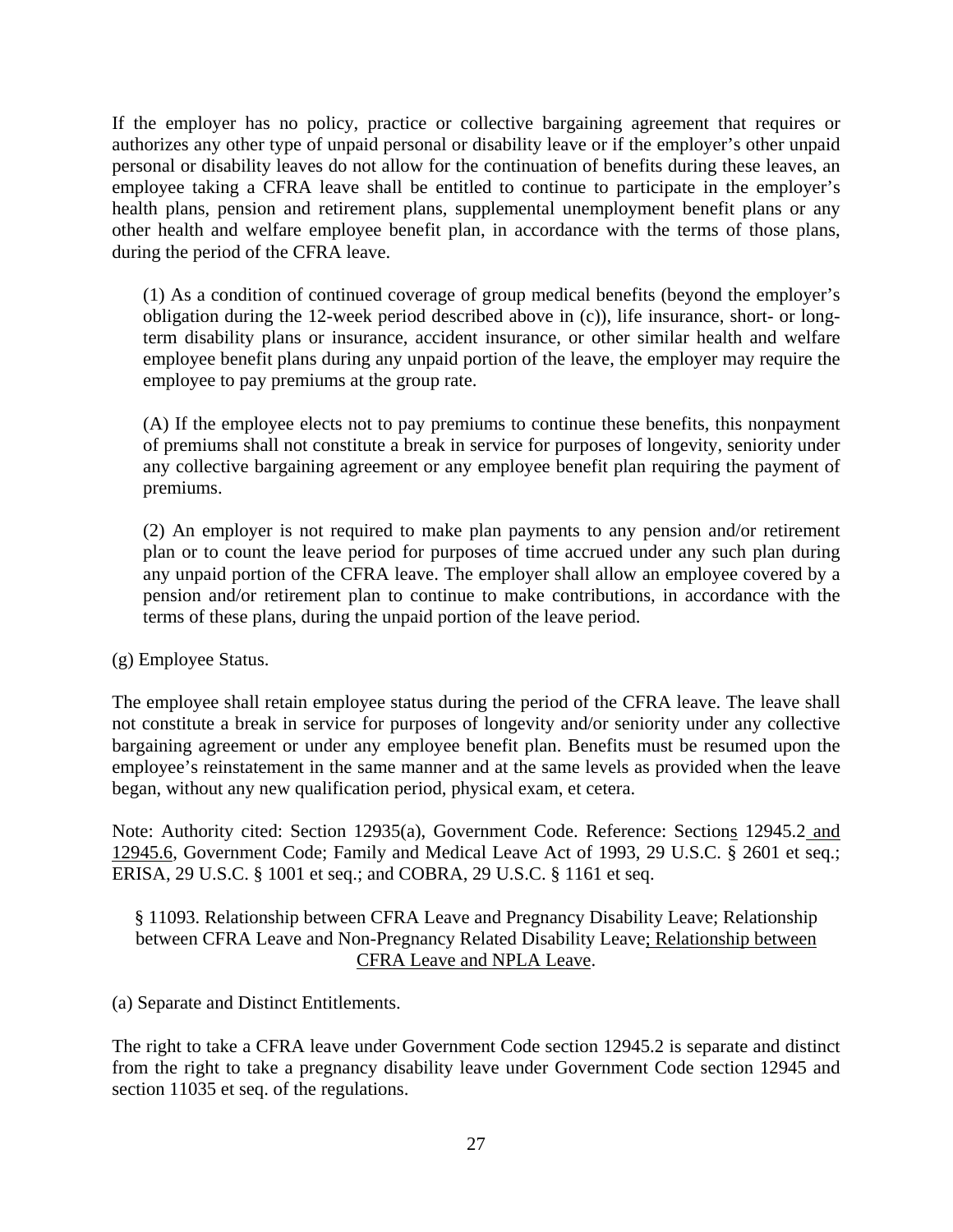If the employer has no policy, practice or collective bargaining agreement that requires or authorizes any other type of unpaid personal or disability leave or if the employer's other unpaid personal or disability leaves do not allow for the continuation of benefits during these leaves, an employee taking a CFRA leave shall be entitled to continue to participate in the employer's health plans, pension and retirement plans, supplemental unemployment benefit plans or any other health and welfare employee benefit plan, in accordance with the terms of those plans, during the period of the CFRA leave.

(1) As a condition of continued coverage of group medical benefits (beyond the employer's obligation during the 12-week period described above in (c)), life insurance, short- or long-term disability plans or insurance, accident insurance, or other similar health and welfare employee benefit plans during any unpaid portion of the leave, the employer may require the employee to pay premiums at the group rate.

(A) If the employee elects not to pay premiums to continue these benefits, this nonpayment of premiums shall not constitute a break in service for purposes of longevity, seniority under any collective bargaining agreement or any employee benefit plan requiring the payment of premiums.

(2) An employer is not required to make plan payments to any pension and/or retirement plan or to count the leave period for purposes of time accrued under any such plan during any unpaid portion of the CFRA leave. The employer shall allow an employee covered by a pension and/or retirement plan to continue to make contributions, in accordance with the terms of these plans, during the unpaid portion of the leave period.

(g) Employee Status.

The employee shall retain employee status during the period of the CFRA leave. The leave shall not constitute a break in service for purposes of longevity and/or seniority under any collective bargaining agreement or under any employee benefit plan. Benefits must be resumed upon the employee's reinstatement in the same manner and at the same levels as provided when the leave began, without any new qualification period, physical exam, et cetera.

Note: Authority cited: Section 12935(a), Government Code. Reference: Sections 12945.2 and 12945.6, Government Code; Family and Medical Leave Act of 1993, 29 U.S.C. § 2601 et seq.; ERISA, 29 U.S.C. § 1001 et seq.; and COBRA, 29 U.S.C. § 1161 et seq.

§ 11093. Relationship between CFRA Leave and Pregnancy Disability Leave; Relationship between CFRA Leave and Non-Pregnancy Related Disability Leave; Relationship between CFRA Leave and NPLA Leave.

(a) Separate and Distinct Entitlements.

The right to take a CFRA leave under Government Code section 12945.2 is separate and distinct from the right to take a pregnancy disability leave under Government Code section 12945 and section 11035 et seq. of the regulations.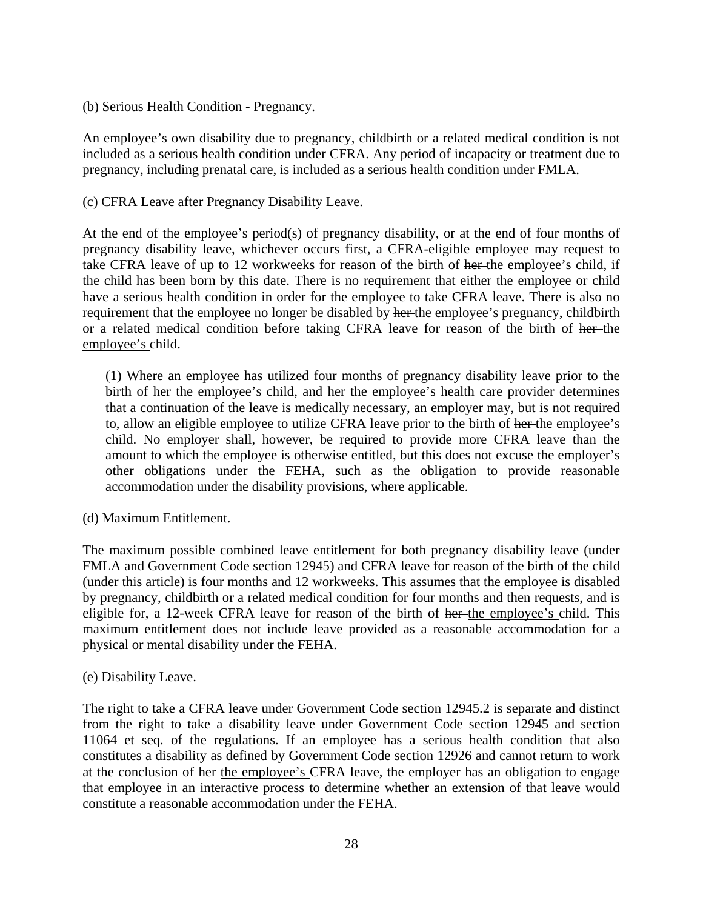(b) Serious Health Condition - Pregnancy.

An employee's own disability due to pregnancy, childbirth or a related medical condition is not included as a serious health condition under CFRA. Any period of incapacity or treatment due to pregnancy, including prenatal care, is included as a serious health condition under FMLA.

(c) CFRA Leave after Pregnancy Disability Leave.

At the end of the employee's period(s) of pregnancy disability, or at the end of four months of pregnancy disability leave, whichever occurs first, a CFRA-eligible employee may request to take CFRA leave of up to 12 workweeks for reason of the birth of ~~her~~ <u>the employee's</u> child, if the child has been born by this date. There is no requirement that either the employee or child have a serious health condition in order for the employee to take CFRA leave. There is also no requirement that the employee no longer be disabled by ~~her~~ <u>the employee's</u> pregnancy, childbirth or a related medical condition before taking CFRA leave for reason of the birth of ~~her~~ <u>the employee's</u> child.

> (1) Where an employee has utilized four months of pregnancy disability leave prior to the birth of ~~her~~ <u>the employee's</u> child, and ~~her~~ <u>the employee's</u> health care provider determines that a continuation of the leave is medically necessary, an employer may, but is not required to, allow an eligible employee to utilize CFRA leave prior to the birth of ~~her~~ <u>the employee's</u> child. No employer shall, however, be required to provide more CFRA leave than the amount to which the employee is otherwise entitled, but this does not excuse the employer's other obligations under the FEHA, such as the obligation to provide reasonable accommodation under the disability provisions, where applicable.

(d) Maximum Entitlement.

The maximum possible combined leave entitlement for both pregnancy disability leave (under FMLA and Government Code section 12945) and CFRA leave for reason of the birth of the child (under this article) is four months and 12 workweeks. This assumes that the employee is disabled by pregnancy, childbirth or a related medical condition for four months and then requests, and is eligible for, a 12-week CFRA leave for reason of the birth of ~~her~~ <u>the employee's</u> child. This maximum entitlement does not include leave provided as a reasonable accommodation for a physical or mental disability under the FEHA.

(e) Disability Leave.

The right to take a CFRA leave under Government Code section 12945.2 is separate and distinct from the right to take a disability leave under Government Code section 12945 and section 11064 et seq. of the regulations. If an employee has a serious health condition that also constitutes a disability as defined by Government Code section 12926 and cannot return to work at the conclusion of ~~her~~ <u>the employee's</u> CFRA leave, the employer has an obligation to engage that employee in an interactive process to determine whether an extension of that leave would constitute a reasonable accommodation under the FEHA.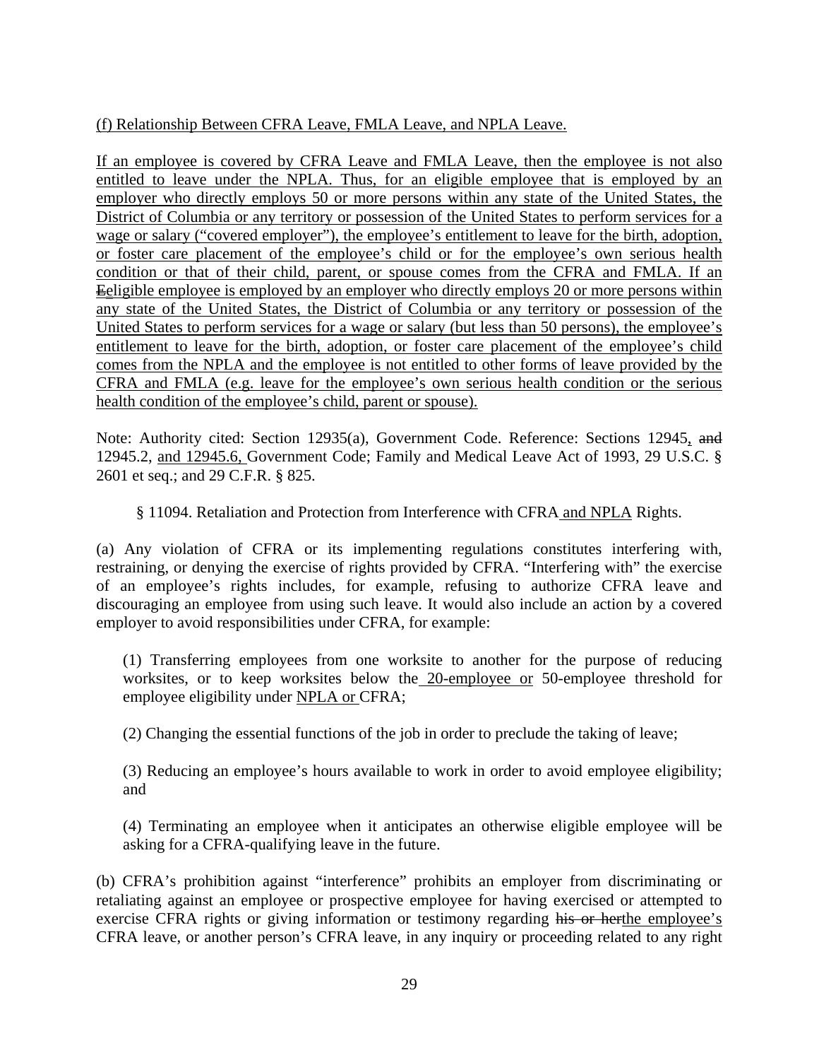(f) Relationship Between CFRA Leave, FMLA Leave, and NPLA Leave.

If an employee is covered by CFRA Leave and FMLA Leave, then the employee is not also entitled to leave under the NPLA. Thus, for an eligible employee that is employed by an employer who directly employs 50 or more persons within any state of the United States, the District of Columbia or any territory or possession of the United States to perform services for a wage or salary ("covered employer"), the employee's entitlement to leave for the birth, adoption, or foster care placement of the employee's child or for the employee's own serious health condition or that of their child, parent, or spouse comes from the CFRA and FMLA. If an ~~E~~eligible employee is employed by an employer who directly employs 20 or more persons within any state of the United States, the District of Columbia or any territory or possession of the United States to perform services for a wage or salary (but less than 50 persons), the employee's entitlement to leave for the birth, adoption, or foster care placement of the employee's child comes from the NPLA and the employee is not entitled to other forms of leave provided by the CFRA and FMLA (e.g. leave for the employee's own serious health condition or the serious health condition of the employee's child, parent or spouse).

Note: Authority cited: Section 12935(a), Government Code. Reference: Sections 12945, ~~and~~ 12945.2, and 12945.6, Government Code; Family and Medical Leave Act of 1993, 29 U.S.C. § 2601 et seq.; and 29 C.F.R. § 825.

§ 11094. Retaliation and Protection from Interference with CFRA and NPLA Rights.

(a) Any violation of CFRA or its implementing regulations constitutes interfering with, restraining, or denying the exercise of rights provided by CFRA. "Interfering with" the exercise of an employee's rights includes, for example, refusing to authorize CFRA leave and discouraging an employee from using such leave. It would also include an action by a covered employer to avoid responsibilities under CFRA, for example:

(1) Transferring employees from one worksite to another for the purpose of reducing worksites, or to keep worksites below the 20-employee or 50-employee threshold for employee eligibility under NPLA or CFRA;

(2) Changing the essential functions of the job in order to preclude the taking of leave;

(3) Reducing an employee's hours available to work in order to avoid employee eligibility; and

(4) Terminating an employee when it anticipates an otherwise eligible employee will be asking for a CFRA-qualifying leave in the future.

(b) CFRA's prohibition against "interference" prohibits an employer from discriminating or retaliating against an employee or prospective employee for having exercised or attempted to exercise CFRA rights or giving information or testimony regarding ~~his or her~~the employee's CFRA leave, or another person's CFRA leave, in any inquiry or proceeding related to any right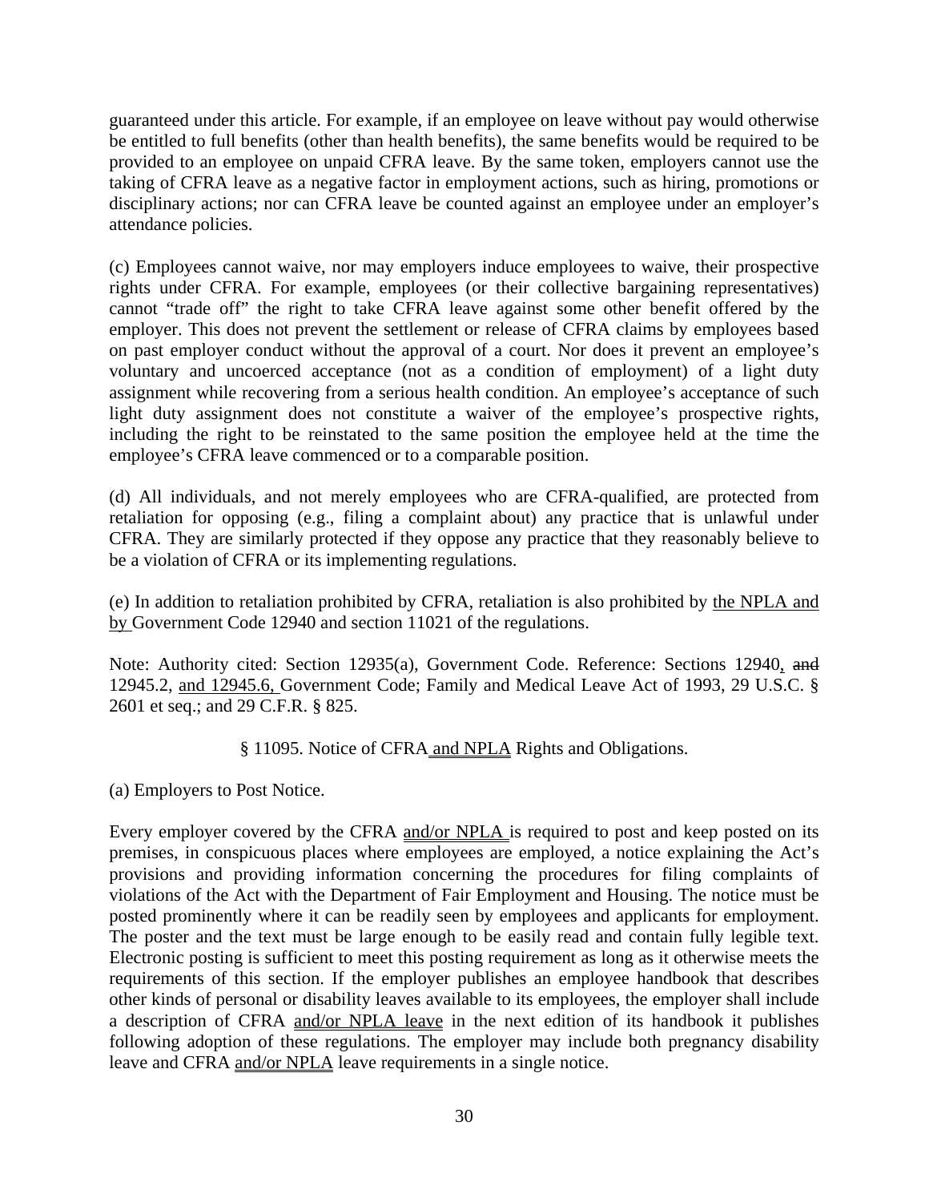guaranteed under this article. For example, if an employee on leave without pay would otherwise be entitled to full benefits (other than health benefits), the same benefits would be required to be provided to an employee on unpaid CFRA leave. By the same token, employers cannot use the taking of CFRA leave as a negative factor in employment actions, such as hiring, promotions or disciplinary actions; nor can CFRA leave be counted against an employee under an employer's attendance policies.

(c) Employees cannot waive, nor may employers induce employees to waive, their prospective rights under CFRA. For example, employees (or their collective bargaining representatives) cannot "trade off" the right to take CFRA leave against some other benefit offered by the employer. This does not prevent the settlement or release of CFRA claims by employees based on past employer conduct without the approval of a court. Nor does it prevent an employee's voluntary and uncoerced acceptance (not as a condition of employment) of a light duty assignment while recovering from a serious health condition. An employee's acceptance of such light duty assignment does not constitute a waiver of the employee's prospective rights, including the right to be reinstated to the same position the employee held at the time the employee's CFRA leave commenced or to a comparable position.

(d) All individuals, and not merely employees who are CFRA-qualified, are protected from retaliation for opposing (e.g., filing a complaint about) any practice that is unlawful under CFRA. They are similarly protected if they oppose any practice that they reasonably believe to be a violation of CFRA or its implementing regulations.

(e) In addition to retaliation prohibited by CFRA, retaliation is also prohibited by <u>the NPLA and by</u> Government Code 12940 and section 11021 of the regulations.

Note: Authority cited: Section 12935(a), Government Code. Reference: Sections 12940<u>,</u> ~~and~~ 12945.2, <u>and 12945.6,</u> Government Code; Family and Medical Leave Act of 1993, 29 U.S.C. § 2601 et seq.; and 29 C.F.R. § 825.

§ 11095. Notice of CFRA <u>and NPLA</u> Rights and Obligations.

(a) Employers to Post Notice.

Every employer covered by the CFRA <u>and/or NPLA</u> is required to post and keep posted on its premises, in conspicuous places where employees are employed, a notice explaining the Act's provisions and providing information concerning the procedures for filing complaints of violations of the Act with the Department of Fair Employment and Housing. The notice must be posted prominently where it can be readily seen by employees and applicants for employment. The poster and the text must be large enough to be easily read and contain fully legible text. Electronic posting is sufficient to meet this posting requirement as long as it otherwise meets the requirements of this section. If the employer publishes an employee handbook that describes other kinds of personal or disability leaves available to its employees, the employer shall include a description of CFRA <u>and/or NPLA leave</u> in the next edition of its handbook it publishes following adoption of these regulations. The employer may include both pregnancy disability leave and CFRA <u>and/or NPLA</u> leave requirements in a single notice.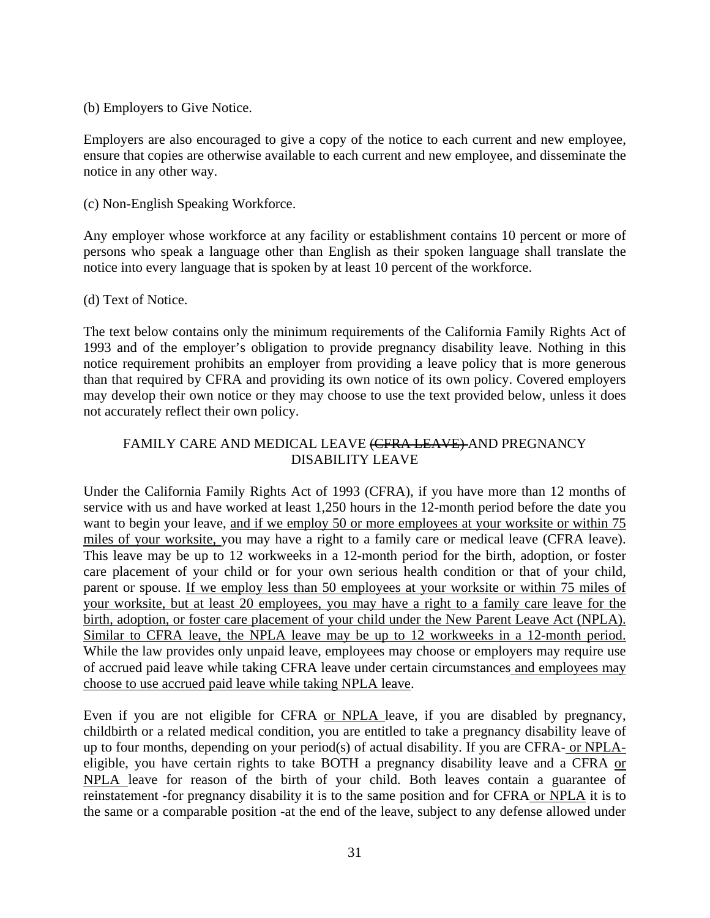(b) Employers to Give Notice.

Employers are also encouraged to give a copy of the notice to each current and new employee, ensure that copies are otherwise available to each current and new employee, and disseminate the notice in any other way.

(c) Non-English Speaking Workforce.

Any employer whose workforce at any facility or establishment contains 10 percent or more of persons who speak a language other than English as their spoken language shall translate the notice into every language that is spoken by at least 10 percent of the workforce.

(d) Text of Notice.

The text below contains only the minimum requirements of the California Family Rights Act of 1993 and of the employer's obligation to provide pregnancy disability leave. Nothing in this notice requirement prohibits an employer from providing a leave policy that is more generous than that required by CFRA and providing its own notice of its own policy. Covered employers may develop their own notice or they may choose to use the text provided below, unless it does not accurately reflect their own policy.

FAMILY CARE AND MEDICAL LEAVE ~~(CFRA LEAVE)~~ AND PREGNANCY DISABILITY LEAVE

Under the California Family Rights Act of 1993 (CFRA), if you have more than 12 months of service with us and have worked at least 1,250 hours in the 12-month period before the date you want to begin your leave, <u>and if we employ 50 or more employees at your worksite or within 75 miles of your worksite,</u> you may have a right to a family care or medical leave (CFRA leave). This leave may be up to 12 workweeks in a 12-month period for the birth, adoption, or foster care placement of your child or for your own serious health condition or that of your child, parent or spouse. <u>If we employ less than 50 employees at your worksite or within 75 miles of your worksite, but at least 20 employees, you may have a right to a family care leave for the birth, adoption, or foster care placement of your child under the New Parent Leave Act (NPLA). Similar to CFRA leave, the NPLA leave may be up to 12 workweeks in a 12-month period.</u> While the law provides only unpaid leave, employees may choose or employers may require use of accrued paid leave while taking CFRA leave under certain circumstances <u>and employees may choose to use accrued paid leave while taking NPLA leave</u>.

Even if you are not eligible for CFRA <u>or NPLA</u> leave, if you are disabled by pregnancy, childbirth or a related medical condition, you are entitled to take a pregnancy disability leave of up to four months, depending on your period(s) of actual disability. If you are CFRA- <u>or NPLA-</u> eligible, you have certain rights to take BOTH a pregnancy disability leave and a CFRA <u>or NPLA</u> leave for reason of the birth of your child. Both leaves contain a guarantee of reinstatement -for pregnancy disability it is to the same position and for CFRA <u>or NPLA</u> it is to the same or a comparable position -at the end of the leave, subject to any defense allowed under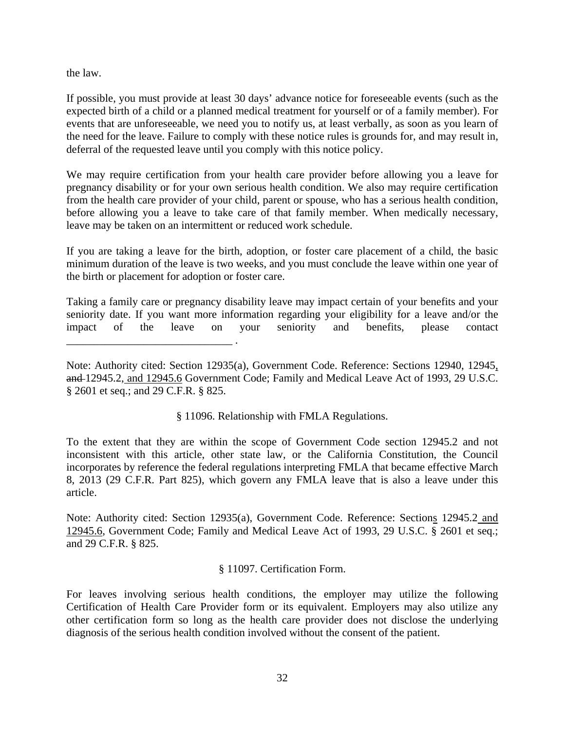the law.

If possible, you must provide at least 30 days' advance notice for foreseeable events (such as the expected birth of a child or a planned medical treatment for yourself or of a family member). For events that are unforeseeable, we need you to notify us, at least verbally, as soon as you learn of the need for the leave. Failure to comply with these notice rules is grounds for, and may result in, deferral of the requested leave until you comply with this notice policy.

We may require certification from your health care provider before allowing you a leave for pregnancy disability or for your own serious health condition. We also may require certification from the health care provider of your child, parent or spouse, who has a serious health condition, before allowing you a leave to take care of that family member. When medically necessary, leave may be taken on an intermittent or reduced work schedule.

If you are taking a leave for the birth, adoption, or foster care placement of a child, the basic minimum duration of the leave is two weeks, and you must conclude the leave within one year of the birth or placement for adoption or foster care.

Taking a family care or pregnancy disability leave may impact certain of your benefits and your seniority date. If you want more information regarding your eligibility for a leave and/or the impact of the leave on your seniority and benefits, please contact ______________________________ .

Note: Authority cited: Section 12935(a), Government Code. Reference: Sections 12940, 12945<u>,</u> ~~and~~ 12945.2<u>, and 12945.6</u> Government Code; Family and Medical Leave Act of 1993, 29 U.S.C. § 2601 et seq.; and 29 C.F.R. § 825.

§ 11096. Relationship with FMLA Regulations.

To the extent that they are within the scope of Government Code section 12945.2 and not inconsistent with this article, other state law, or the California Constitution, the Council incorporates by reference the federal regulations interpreting FMLA that became effective March 8, 2013 (29 C.F.R. Part 825), which govern any FMLA leave that is also a leave under this article.

Note: Authority cited: Section 12935(a), Government Code. Reference: Section<u>s</u> 12945.2<u> and 12945.6</u>, Government Code; Family and Medical Leave Act of 1993, 29 U.S.C. § 2601 et seq.; and 29 C.F.R. § 825.

§ 11097. Certification Form.

For leaves involving serious health conditions, the employer may utilize the following Certification of Health Care Provider form or its equivalent. Employers may also utilize any other certification form so long as the health care provider does not disclose the underlying diagnosis of the serious health condition involved without the consent of the patient.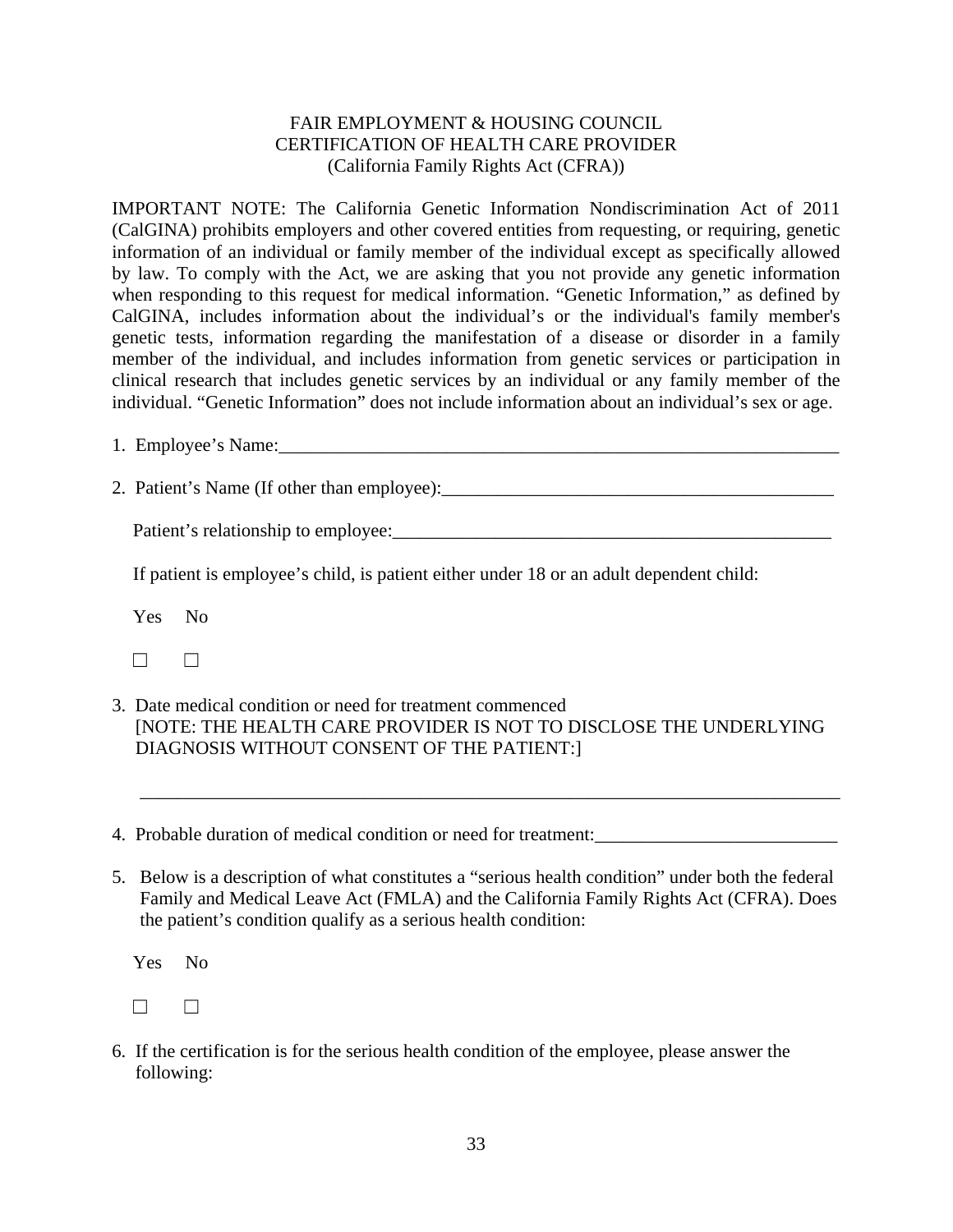FAIR EMPLOYMENT & HOUSING COUNCIL
CERTIFICATION OF HEALTH CARE PROVIDER
(California Family Rights Act (CFRA))

IMPORTANT NOTE: The California Genetic Information Nondiscrimination Act of 2011 (CalGINA) prohibits employers and other covered entities from requesting, or requiring, genetic information of an individual or family member of the individual except as specifically allowed by law. To comply with the Act, we are asking that you not provide any genetic information when responding to this request for medical information. "Genetic Information," as defined by CalGINA, includes information about the individual's or the individual's family member's genetic tests, information regarding the manifestation of a disease or disorder in a family member of the individual, and includes information from genetic services or participation in clinical research that includes genetic services by an individual or any family member of the individual. "Genetic Information" does not include information about an individual's sex or age.

1. Employee's Name:_______________________________________________________________

2. Patient's Name (If other than employee):_________________________________________

   Patient's relationship to employee:______________________________________________

   If patient is employee's child, is patient either under 18 or an adult dependent child:

   Yes No

   ☐ ☐

3. Date medical condition or need for treatment commenced
   [NOTE: THE HEALTH CARE PROVIDER IS NOT TO DISCLOSE THE UNDERLYING DIAGNOSIS WITHOUT CONSENT OF THE PATIENT:]

   ___________________________________________________________________________

4. Probable duration of medical condition or need for treatment:__________________________

5. Below is a description of what constitutes a "serious health condition" under both the federal Family and Medical Leave Act (FMLA) and the California Family Rights Act (CFRA). Does the patient's condition qualify as a serious health condition:

   Yes No

   ☐ ☐

6. If the certification is for the serious health condition of the employee, please answer the following: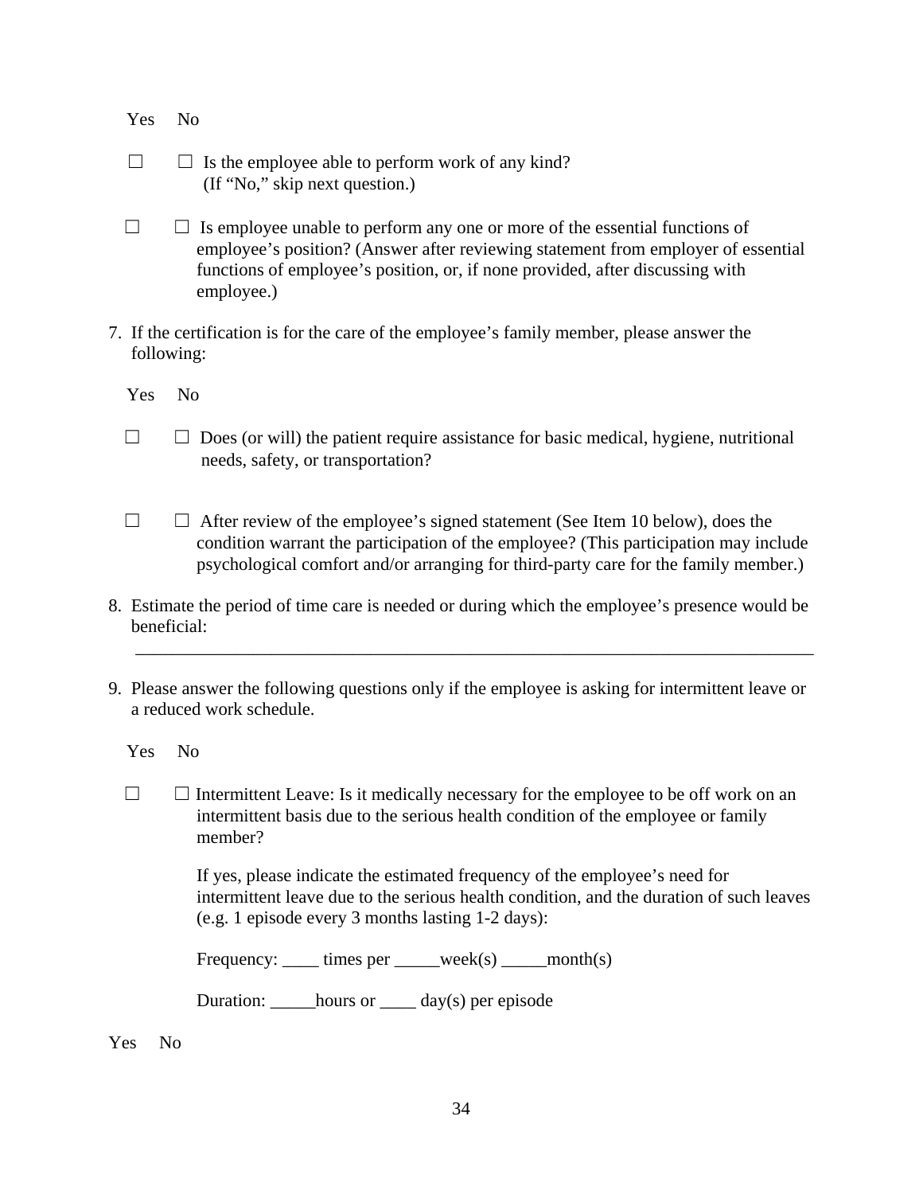Yes No

☐ ☐ Is the employee able to perform work of any kind?
(If “No,” skip next question.)

☐ ☐ Is employee unable to perform any one or more of the essential functions of employee’s position? (Answer after reviewing statement from employer of essential functions of employee’s position, or, if none provided, after discussing with employee.)

7. If the certification is for the care of the employee’s family member, please answer the following:

Yes No

☐ ☐ Does (or will) the patient require assistance for basic medical, hygiene, nutritional needs, safety, or transportation?

☐ ☐ After review of the employee’s signed statement (See Item 10 below), does the condition warrant the participation of the employee? (This participation may include psychological comfort and/or arranging for third-party care for the family member.)

8. Estimate the period of time care is needed or during which the employee’s presence would be beneficial:

________________________________________________________________________________

9. Please answer the following questions only if the employee is asking for intermittent leave or a reduced work schedule.

Yes No

☐ ☐ Intermittent Leave: Is it medically necessary for the employee to be off work on an intermittent basis due to the serious health condition of the employee or family member?

If yes, please indicate the estimated frequency of the employee’s need for intermittent leave due to the serious health condition, and the duration of such leaves (e.g. 1 episode every 3 months lasting 1-2 days):

Frequency: ____ times per _____week(s) _____month(s)

Duration: _____hours or ____ day(s) per episode

Yes No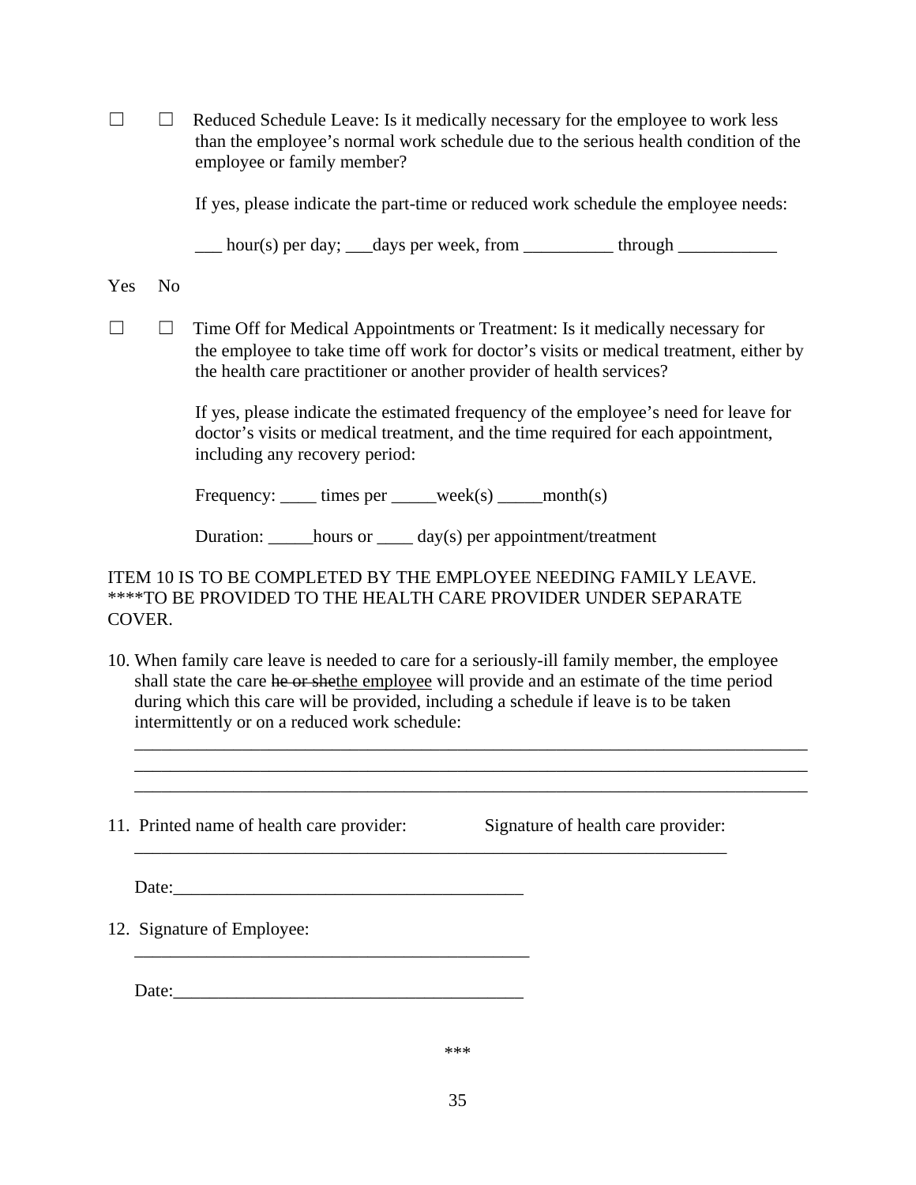☐ ☐ Reduced Schedule Leave: Is it medically necessary for the employee to work less than the employee's normal work schedule due to the serious health condition of the employee or family member?

If yes, please indicate the part-time or reduced work schedule the employee needs:

___ hour(s) per day; ___days per week, from __________ through ___________

Yes No

☐ ☐ Time Off for Medical Appointments or Treatment: Is it medically necessary for the employee to take time off work for doctor's visits or medical treatment, either by the health care practitioner or another provider of health services?

If yes, please indicate the estimated frequency of the employee's need for leave for doctor's visits or medical treatment, and the time required for each appointment, including any recovery period:

Frequency: ____ times per _____week(s) _____month(s)

Duration: _____hours or ____ day(s) per appointment/treatment

ITEM 10 IS TO BE COMPLETED BY THE EMPLOYEE NEEDING FAMILY LEAVE. ****TO BE PROVIDED TO THE HEALTH CARE PROVIDER UNDER SEPARATE COVER.

10. When family care leave is needed to care for a seriously-ill family member, the employee shall state the care ~~he or she~~the employee will provide and an estimate of the time period during which this care will be provided, including a schedule if leave is to be taken intermittently or on a reduced work schedule:

 _______________________________________________________________________________
 _______________________________________________________________________________
 _______________________________________________________________________________

11. Printed name of health care provider: Signature of health care provider:

 _____________________________________________________________________

 Date:_______________________________________

12. Signature of Employee:

 _____________________________________________

 Date:_______________________________________

***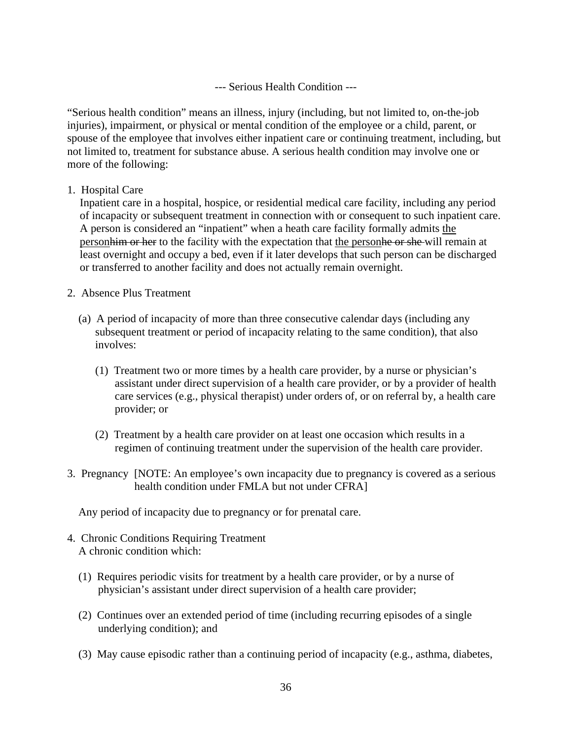--- Serious Health Condition ---

"Serious health condition" means an illness, injury (including, but not limited to, on-the-job injuries), impairment, or physical or mental condition of the employee or a child, parent, or spouse of the employee that involves either inpatient care or continuing treatment, including, but not limited to, treatment for substance abuse. A serious health condition may involve one or more of the following:

1. Hospital Care

   Inpatient care in a hospital, hospice, or residential medical care facility, including any period of incapacity or subsequent treatment in connection with or consequent to such inpatient care. A person is considered an "inpatient" when a heath care facility formally admits <u>the person</u>~~him or her~~ to the facility with the expectation that <u>the person</u>~~he or she~~ will remain at least overnight and occupy a bed, even if it later develops that such person can be discharged or transferred to another facility and does not actually remain overnight.

2. Absence Plus Treatment

   (a) A period of incapacity of more than three consecutive calendar days (including any subsequent treatment or period of incapacity relating to the same condition), that also involves:

      (1) Treatment two or more times by a health care provider, by a nurse or physician's assistant under direct supervision of a health care provider, or by a provider of health care services (e.g., physical therapist) under orders of, or on referral by, a health care provider; or

      (2) Treatment by a health care provider on at least one occasion which results in a regimen of continuing treatment under the supervision of the health care provider.

3. Pregnancy [NOTE: An employee's own incapacity due to pregnancy is covered as a serious health condition under FMLA but not under CFRA]

   Any period of incapacity due to pregnancy or for prenatal care.

4. Chronic Conditions Requiring Treatment

   A chronic condition which:

   (1) Requires periodic visits for treatment by a health care provider, or by a nurse of physician's assistant under direct supervision of a health care provider;

   (2) Continues over an extended period of time (including recurring episodes of a single underlying condition); and

   (3) May cause episodic rather than a continuing period of incapacity (e.g., asthma, diabetes,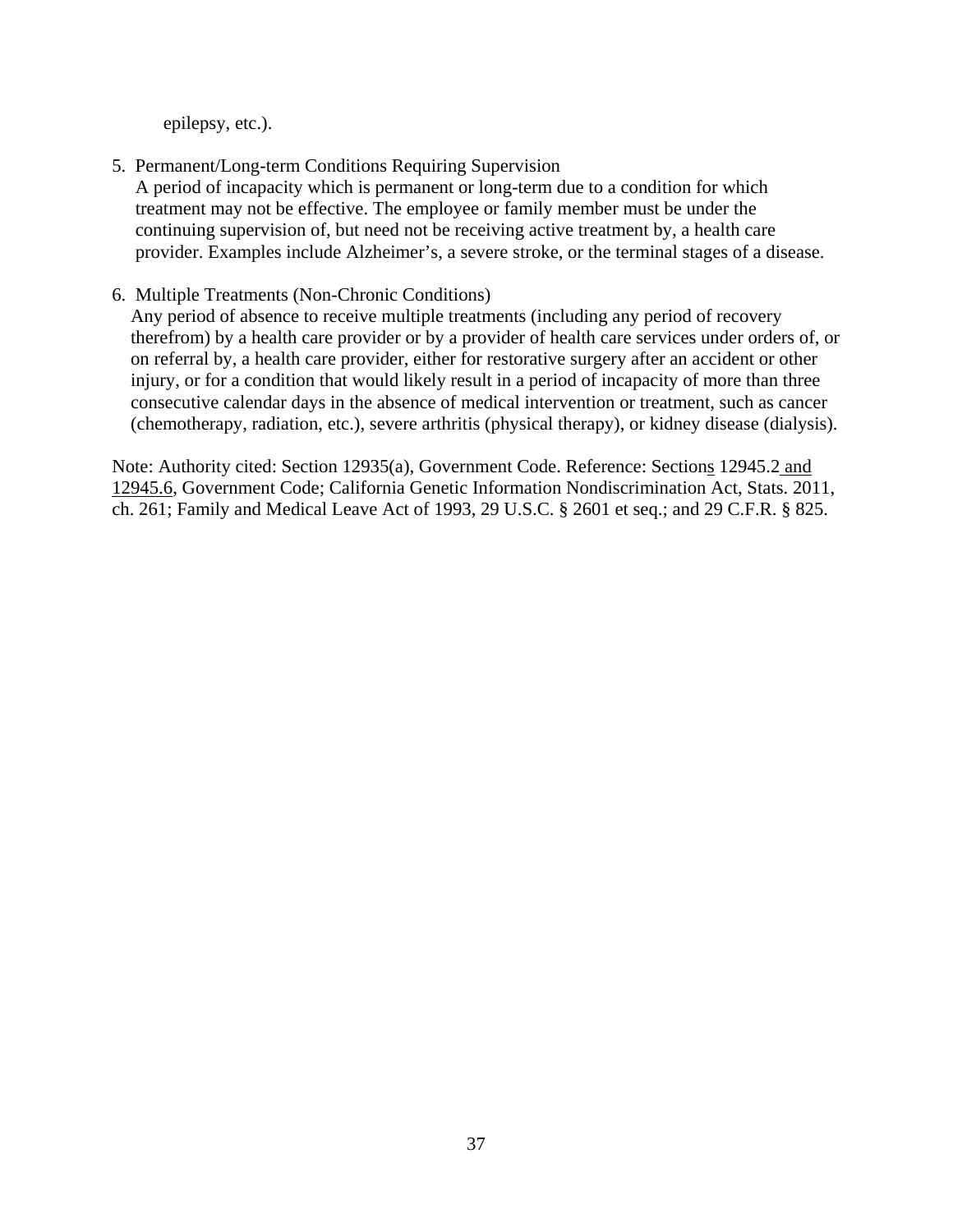epilepsy, etc.).

5. Permanent/Long-term Conditions Requiring Supervision
   A period of incapacity which is permanent or long-term due to a condition for which treatment may not be effective. The employee or family member must be under the continuing supervision of, but need not be receiving active treatment by, a health care provider. Examples include Alzheimer's, a severe stroke, or the terminal stages of a disease.

6. Multiple Treatments (Non-Chronic Conditions)
   Any period of absence to receive multiple treatments (including any period of recovery therefrom) by a health care provider or by a provider of health care services under orders of, or on referral by, a health care provider, either for restorative surgery after an accident or other injury, or for a condition that would likely result in a period of incapacity of more than three consecutive calendar days in the absence of medical intervention or treatment, such as cancer (chemotherapy, radiation, etc.), severe arthritis (physical therapy), or kidney disease (dialysis).

Note: Authority cited: Section 12935(a), Government Code. Reference: Sections 12945.2 and 12945.6, Government Code; California Genetic Information Nondiscrimination Act, Stats. 2011, ch. 261; Family and Medical Leave Act of 1993, 29 U.S.C. § 2601 et seq.; and 29 C.F.R. § 825.